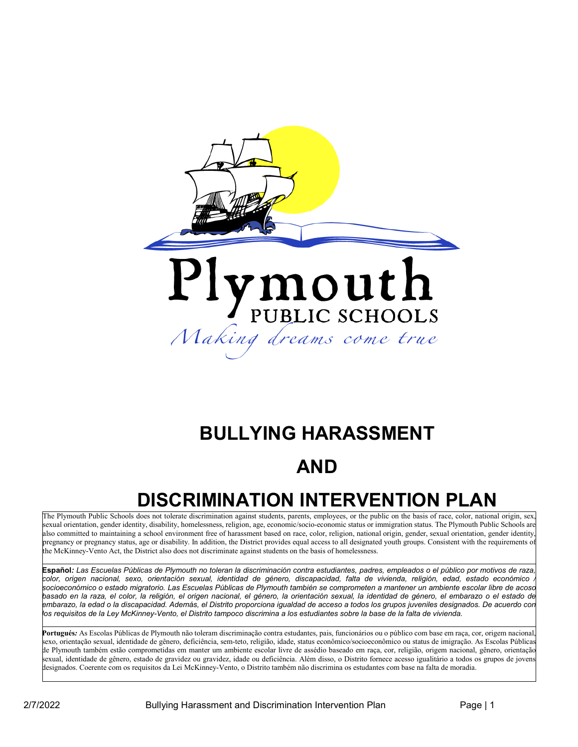Plymouth

PUBLIC SCHOOLS

*Making dreams come true*

# BULLYING HARASSMENT

# AND

# DISCRIMINATION INTERVENTION PLAN

The Plymouth Public Schools does not tolerate discrimination against students, parents, employees, or the public on the basis of race, color, national origin, sex, sexual orientation, gender identity, disability, homelessness, religion, age, economic/socio-economic status or immigration status. The Plymouth Public Schools are also committed to maintaining a school environment free of harassment based on race, color, religion, national origin, gender, sexual orientation, gender identity, pregnancy or pregnancy status, age or disability. In addition, the District provides equal access to all designated youth groups. Consistent with the requirements of the McKinney-Vento Act, the District also does not discriminate against students on the basis of homelessness.

**Español***: Las Escuelas Públicas de Plymouth no toleran la discriminación contra estudiantes, padres, empleados o el público por motivos de raza, color, origen nacional, sexo, orientación sexual, identidad de género, discapacidad, falta de vivienda, religión, edad, estado económico / socioeconómico o estado migratorio. Las Escuelas Públicas de Plymouth también se comprometen a mantener un ambiente escolar libre de acoso basado en la raza, el color, la religión, el origen nacional, el género, la orientación sexual, la identidad de género, el embarazo o el estado de embarazo, la edad o la discapacidad. Además, el Distrito proporciona igualdad de acceso a todos los grupos juveniles designados. De acuerdo con los requisitos de la Ley McKinney-Vento, el Distrito tampoco discrimina a los estudiantes sobre la base de la falta de vivienda.*

**Portugués***:* As Escolas Públicas de Plymouth não toleram discriminação contra estudantes, pais, funcionários ou o público com base em raça, cor, origem nacional, sexo, orientação sexual, identidade de gênero, deficiência, sem-teto, religião, idade, status econômico/socioeconômico ou status de imigração. As Escolas Públicas de Plymouth também estão comprometidas em manter um ambiente escolar livre de assédio baseado em raça, cor, religião, origem nacional, gênero, orientação sexual, identidade de gênero, estado de gravidez ou gravidez, idade ou deficiência. Além disso, o Distrito fornece acesso igualitário a todos os grupos de jovens designados. Coerente com os requisitos da Lei McKinney-Vento, o Distrito também não discrimina os estudantes com base na falta de moradia.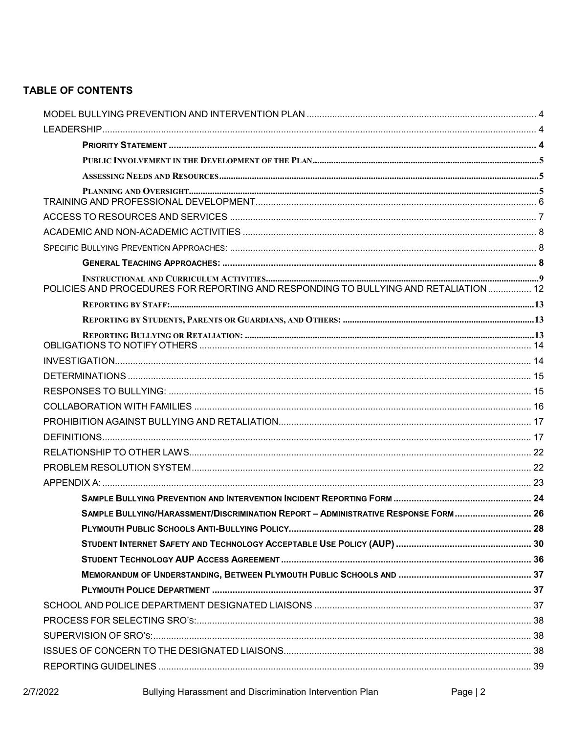## TABLE OF CONTENTS

MODEL BULLYING PREVENTION AND INTERVENTION PLAN ..... 4

LEADERSHIP ..... 4

- **PRIORITY STATEMENT** ..... 4
- **PUBLIC INVOLVEMENT IN THE DEVELOPMENT OF THE PLAN** ..... 5
- **ASSESSING NEEDS AND RESOURCES** ..... 5
- **PLANNING AND OVERSIGHT** ..... 5

TRAINING AND PROFESSIONAL DEVELOPMENT ..... 6

ACCESS TO RESOURCES AND SERVICES ..... 7

ACADEMIC AND NON-ACADEMIC ACTIVITIES ..... 8

SPECIFIC BULLYING PREVENTION APPROACHES: ..... 8

- **GENERAL TEACHING APPROACHES:** ..... 8
- **INSTRUCTIONAL AND CURRICULUM ACTIVITIES** ..... 9

POLICIES AND PROCEDURES FOR REPORTING AND RESPONDING TO BULLYING AND RETALIATION ..... 12

- **REPORTING BY STAFF:** ..... 13
- **REPORTING BY STUDENTS, PARENTS OR GUARDIANS, AND OTHERS:** ..... 13
- **REPORTING BULLYING OR RETALIATION:** ..... 13

OBLIGATIONS TO NOTIFY OTHERS ..... 14

INVESTIGATION ..... 14

DETERMINATIONS ..... 15

RESPONSES TO BULLYING: ..... 15

COLLABORATION WITH FAMILIES ..... 16

PROHIBITION AGAINST BULLYING AND RETALIATION ..... 17

DEFINITIONS ..... 17

RELATIONSHIP TO OTHER LAWS ..... 22

PROBLEM RESOLUTION SYSTEM ..... 22

APPENDIX A: ..... 23

- **SAMPLE BULLYING PREVENTION AND INTERVENTION INCIDENT REPORTING FORM** ..... 24
- **SAMPLE BULLYING/HARASSMENT/DISCRIMINATION REPORT – ADMINISTRATIVE RESPONSE FORM** ..... 26
- **PLYMOUTH PUBLIC SCHOOLS ANTI-BULLYING POLICY** ..... 28
- **STUDENT INTERNET SAFETY AND TECHNOLOGY ACCEPTABLE USE POLICY (AUP)** ..... 30
- **STUDENT TECHNOLOGY AUP ACCESS AGREEMENT** ..... 36
- **MEMORANDUM OF UNDERSTANDING, BETWEEN PLYMOUTH PUBLIC SCHOOLS AND** ..... 37
- **PLYMOUTH POLICE DEPARTMENT** ..... 37

SCHOOL AND POLICE DEPARTMENT DESIGNATED LIAISONS ..... 37

PROCESS FOR SELECTING SRO's: ..... 38

SUPERVISION OF SRO's: ..... 38

ISSUES OF CONCERN TO THE DESIGNATED LIAISONS ..... 38

REPORTING GUIDELINES ..... 39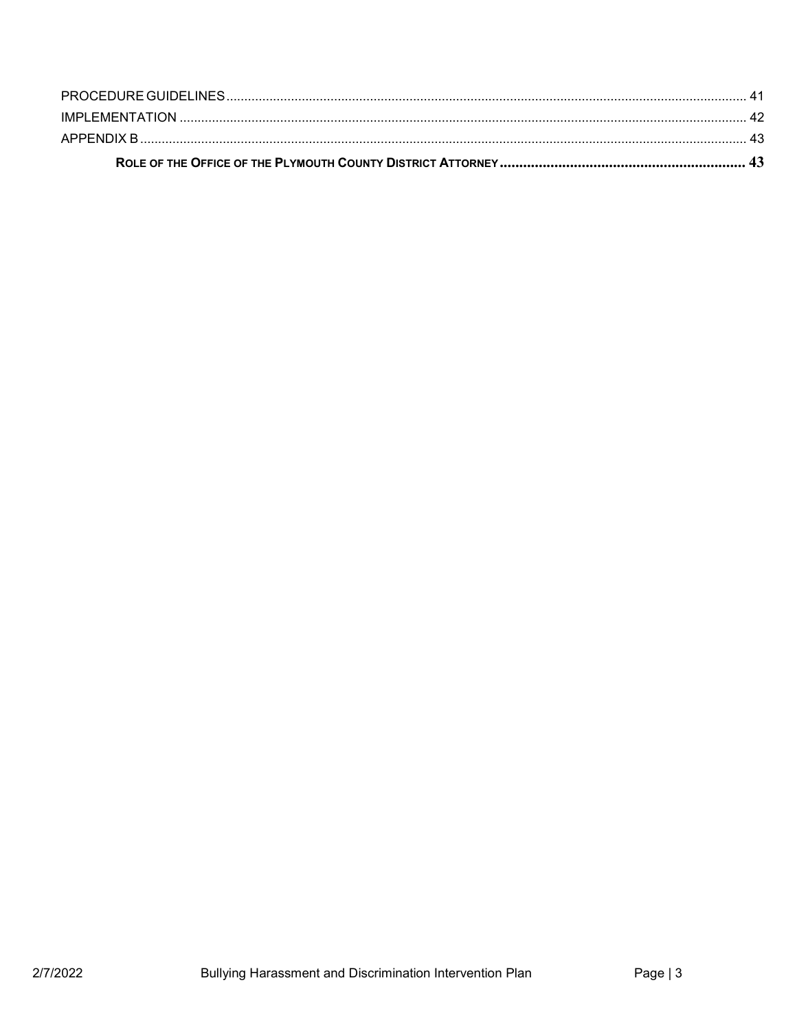PROCEDURE GUIDELINES ........................................................................ 41
IMPLEMENTATION ................................................................................. 42
APPENDIX B ............................................................................................. 43
**ROLE OF THE OFFICE OF THE PLYMOUTH COUNTY DISTRICT ATTORNEY ........................ 43**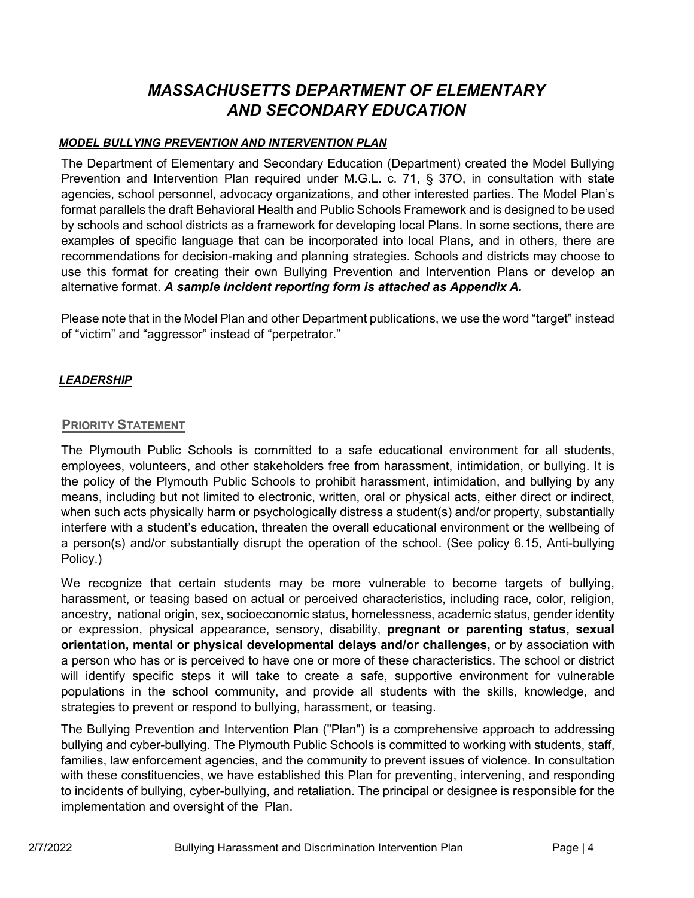# *MASSACHUSETTS DEPARTMENT OF ELEMENTARY AND SECONDARY EDUCATION*

***MODEL BULLYING PREVENTION AND INTERVENTION PLAN***

The Department of Elementary and Secondary Education (Department) created the Model Bullying Prevention and Intervention Plan required under M.G.L. c. 71, § 37O, in consultation with state agencies, school personnel, advocacy organizations, and other interested parties. The Model Plan's format parallels the draft Behavioral Health and Public Schools Framework and is designed to be used by schools and school districts as a framework for developing local Plans. In some sections, there are examples of specific language that can be incorporated into local Plans, and in others, there are recommendations for decision-making and planning strategies. Schools and districts may choose to use this format for creating their own Bullying Prevention and Intervention Plans or develop an alternative format. ***A sample incident reporting form is attached as Appendix A.***

Please note that in the Model Plan and other Department publications, we use the word "target" instead of "victim" and "aggressor" instead of "perpetrator."

***LEADERSHIP***

## PRIORITY STATEMENT

The Plymouth Public Schools is committed to a safe educational environment for all students, employees, volunteers, and other stakeholders free from harassment, intimidation, or bullying. It is the policy of the Plymouth Public Schools to prohibit harassment, intimidation, and bullying by any means, including but not limited to electronic, written, oral or physical acts, either direct or indirect, when such acts physically harm or psychologically distress a student(s) and/or property, substantially interfere with a student's education, threaten the overall educational environment or the wellbeing of a person(s) and/or substantially disrupt the operation of the school. (See policy 6.15, Anti-bullying Policy.)

We recognize that certain students may be more vulnerable to become targets of bullying, harassment, or teasing based on actual or perceived characteristics, including race, color, religion, ancestry, national origin, sex, socioeconomic status, homelessness, academic status, gender identity or expression, physical appearance, sensory, disability, **pregnant or parenting status, sexual orientation, mental or physical developmental delays and/or challenges,** or by association with a person who has or is perceived to have one or more of these characteristics. The school or district will identify specific steps it will take to create a safe, supportive environment for vulnerable populations in the school community, and provide all students with the skills, knowledge, and strategies to prevent or respond to bullying, harassment, or teasing.

The Bullying Prevention and Intervention Plan ("Plan") is a comprehensive approach to addressing bullying and cyber-bullying. The Plymouth Public Schools is committed to working with students, staff, families, law enforcement agencies, and the community to prevent issues of violence. In consultation with these constituencies, we have established this Plan for preventing, intervening, and responding to incidents of bullying, cyber-bullying, and retaliation. The principal or designee is responsible for the implementation and oversight of the Plan.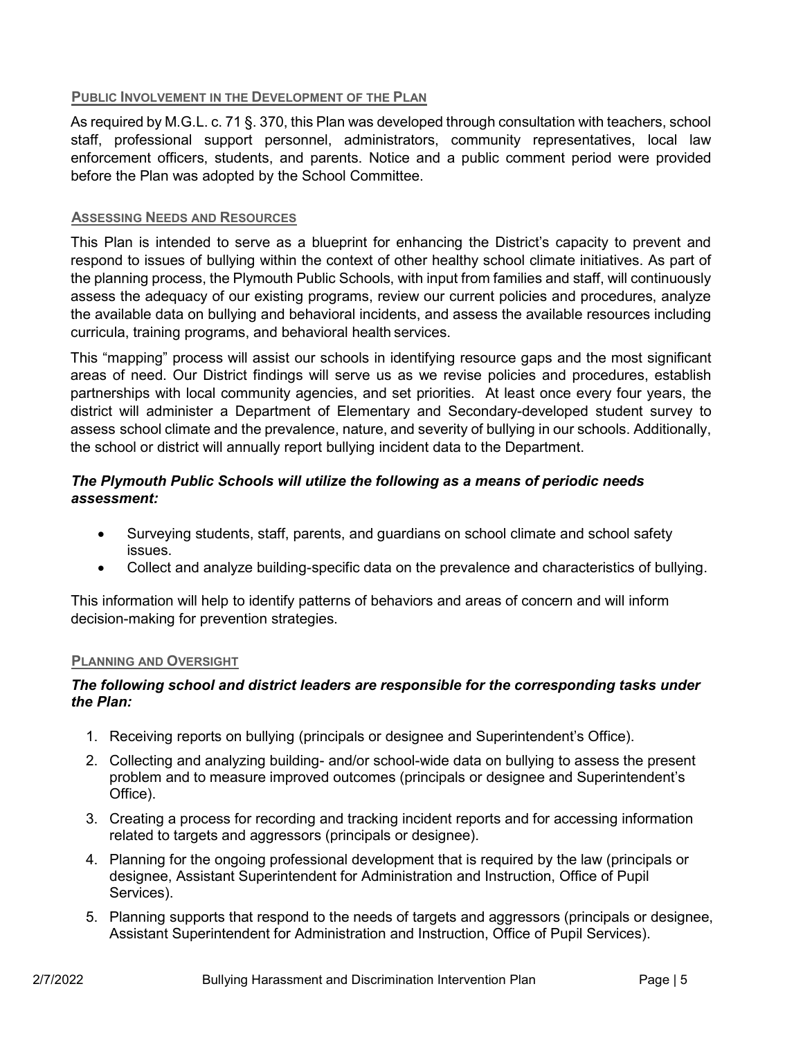## Public Involvement in the Development of the Plan

As required by M.G.L. c. 71 §. 370, this Plan was developed through consultation with teachers, school staff, professional support personnel, administrators, community representatives, local law enforcement officers, students, and parents. Notice and a public comment period were provided before the Plan was adopted by the School Committee.

## Assessing Needs and Resources

This Plan is intended to serve as a blueprint for enhancing the District's capacity to prevent and respond to issues of bullying within the context of other healthy school climate initiatives. As part of the planning process, the Plymouth Public Schools, with input from families and staff, will continuously assess the adequacy of our existing programs, review our current policies and procedures, analyze the available data on bullying and behavioral incidents, and assess the available resources including curricula, training programs, and behavioral health services.

This "mapping" process will assist our schools in identifying resource gaps and the most significant areas of need. Our District findings will serve us as we revise policies and procedures, establish partnerships with local community agencies, and set priorities. At least once every four years, the district will administer a Department of Elementary and Secondary-developed student survey to assess school climate and the prevalence, nature, and severity of bullying in our schools. Additionally, the school or district will annually report bullying incident data to the Department.

***The Plymouth Public Schools will utilize the following as a means of periodic needs assessment:***

- Surveying students, staff, parents, and guardians on school climate and school safety issues.
- Collect and analyze building-specific data on the prevalence and characteristics of bullying.

This information will help to identify patterns of behaviors and areas of concern and will inform decision-making for prevention strategies.

## Planning and Oversight

***The following school and district leaders are responsible for the corresponding tasks under the Plan:***

1. Receiving reports on bullying (principals or designee and Superintendent's Office).
2. Collecting and analyzing building- and/or school-wide data on bullying to assess the present problem and to measure improved outcomes (principals or designee and Superintendent's Office).
3. Creating a process for recording and tracking incident reports and for accessing information related to targets and aggressors (principals or designee).
4. Planning for the ongoing professional development that is required by the law (principals or designee, Assistant Superintendent for Administration and Instruction, Office of Pupil Services).
5. Planning supports that respond to the needs of targets and aggressors (principals or designee, Assistant Superintendent for Administration and Instruction, Office of Pupil Services).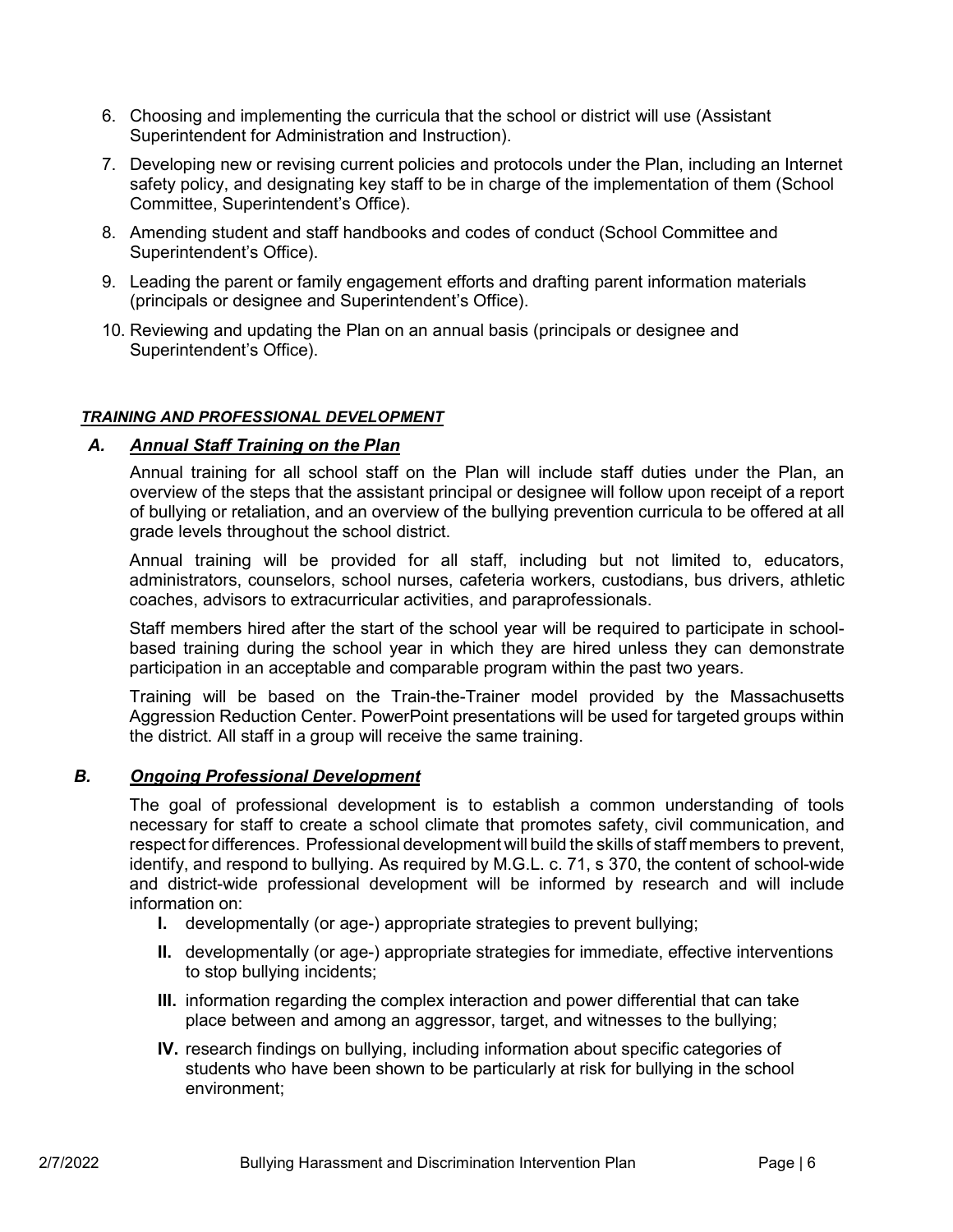6. Choosing and implementing the curricula that the school or district will use (Assistant Superintendent for Administration and Instruction).
7. Developing new or revising current policies and protocols under the Plan, including an Internet safety policy, and designating key staff to be in charge of the implementation of them (School Committee, Superintendent's Office).
8. Amending student and staff handbooks and codes of conduct (School Committee and Superintendent's Office).
9. Leading the parent or family engagement efforts and drafting parent information materials (principals or designee and Superintendent's Office).
10. Reviewing and updating the Plan on an annual basis (principals or designee and Superintendent's Office).

## ***TRAINING AND PROFESSIONAL DEVELOPMENT***

### ***A. Annual Staff Training on the Plan***

Annual training for all school staff on the Plan will include staff duties under the Plan, an overview of the steps that the assistant principal or designee will follow upon receipt of a report of bullying or retaliation, and an overview of the bullying prevention curricula to be offered at all grade levels throughout the school district.

Annual training will be provided for all staff, including but not limited to, educators, administrators, counselors, school nurses, cafeteria workers, custodians, bus drivers, athletic coaches, advisors to extracurricular activities, and paraprofessionals.

Staff members hired after the start of the school year will be required to participate in school-based training during the school year in which they are hired unless they can demonstrate participation in an acceptable and comparable program within the past two years.

Training will be based on the Train-the-Trainer model provided by the Massachusetts Aggression Reduction Center. PowerPoint presentations will be used for targeted groups within the district. All staff in a group will receive the same training.

### ***B. Ongoing Professional Development***

The goal of professional development is to establish a common understanding of tools necessary for staff to create a school climate that promotes safety, civil communication, and respect for differences. Professional development will build the skills of staff members to prevent, identify, and respond to bullying. As required by M.G.L. c. 71, s 370, the content of school-wide and district-wide professional development will be informed by research and will include information on:

- **I.** developmentally (or age-) appropriate strategies to prevent bullying;
- **II.** developmentally (or age-) appropriate strategies for immediate, effective interventions to stop bullying incidents;
- **III.** information regarding the complex interaction and power differential that can take place between and among an aggressor, target, and witnesses to the bullying;
- **IV.** research findings on bullying, including information about specific categories of students who have been shown to be particularly at risk for bullying in the school environment;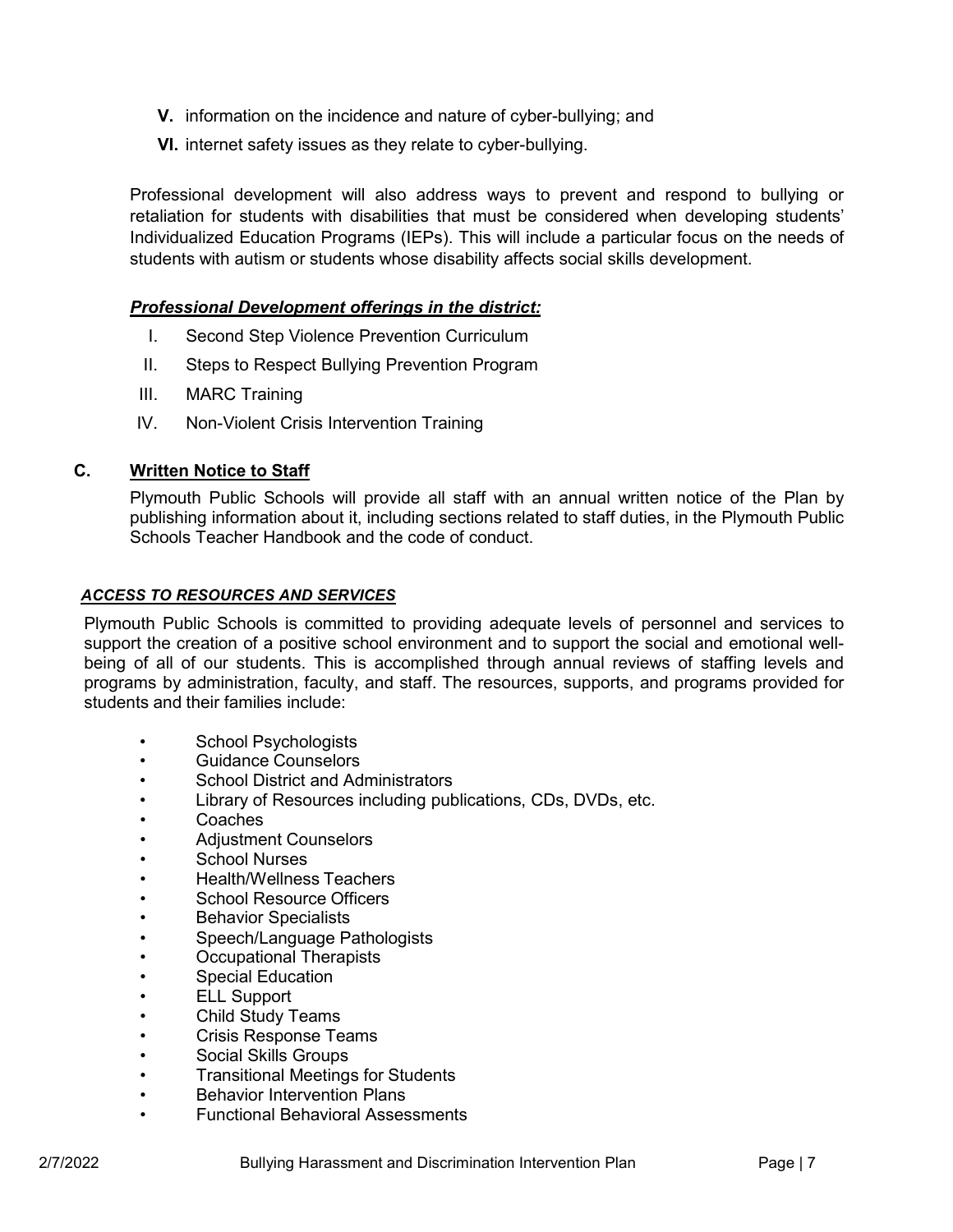**V.** information on the incidence and nature of cyber-bullying; and

**VI.** internet safety issues as they relate to cyber-bullying.

Professional development will also address ways to prevent and respond to bullying or retaliation for students with disabilities that must be considered when developing students' Individualized Education Programs (IEPs). This will include a particular focus on the needs of students with autism or students whose disability affects social skills development.

***Professional Development offerings in the district:***

I. Second Step Violence Prevention Curriculum

II. Steps to Respect Bullying Prevention Program

III. MARC Training

IV. Non-Violent Crisis Intervention Training

### C. Written Notice to Staff

Plymouth Public Schools will provide all staff with an annual written notice of the Plan by publishing information about it, including sections related to staff duties, in the Plymouth Public Schools Teacher Handbook and the code of conduct.

***ACCESS TO RESOURCES AND SERVICES***

Plymouth Public Schools is committed to providing adequate levels of personnel and services to support the creation of a positive school environment and to support the social and emotional well-being of all of our students. This is accomplished through annual reviews of staffing levels and programs by administration, faculty, and staff. The resources, supports, and programs provided for students and their families include:

- School Psychologists
- Guidance Counselors
- School District and Administrators
- Library of Resources including publications, CDs, DVDs, etc.
- Coaches
- Adjustment Counselors
- School Nurses
- Health/Wellness Teachers
- School Resource Officers
- Behavior Specialists
- Speech/Language Pathologists
- Occupational Therapists
- Special Education
- ELL Support
- Child Study Teams
- Crisis Response Teams
- Social Skills Groups
- Transitional Meetings for Students
- Behavior Intervention Plans
- Functional Behavioral Assessments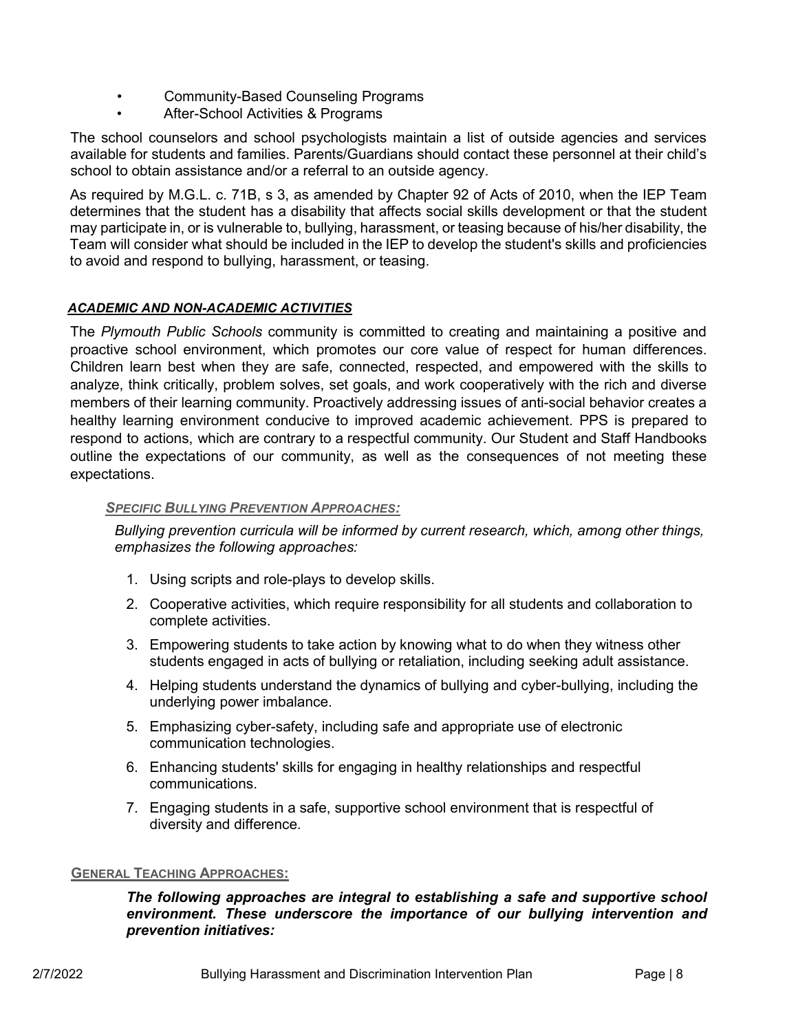- Community-Based Counseling Programs
- After-School Activities & Programs

The school counselors and school psychologists maintain a list of outside agencies and services available for students and families. Parents/Guardians should contact these personnel at their child's school to obtain assistance and/or a referral to an outside agency.

As required by M.G.L. c. 71B, s 3, as amended by Chapter 92 of Acts of 2010, when the IEP Team determines that the student has a disability that affects social skills development or that the student may participate in, or is vulnerable to, bullying, harassment, or teasing because of his/her disability, the Team will consider what should be included in the IEP to develop the student's skills and proficiencies to avoid and respond to bullying, harassment, or teasing.

### ***ACADEMIC AND NON-ACADEMIC ACTIVITIES***

The *Plymouth Public Schools* community is committed to creating and maintaining a positive and proactive school environment, which promotes our core value of respect for human differences. Children learn best when they are safe, connected, respected, and empowered with the skills to analyze, think critically, problem solves, set goals, and work cooperatively with the rich and diverse members of their learning community. Proactively addressing issues of anti-social behavior creates a healthy learning environment conducive to improved academic achievement. PPS is prepared to respond to actions, which are contrary to a respectful community. Our Student and Staff Handbooks outline the expectations of our community, as well as the consequences of not meeting these expectations.

#### ***SPECIFIC BULLYING PREVENTION APPROACHES:***

*Bullying prevention curricula will be informed by current research, which, among other things, emphasizes the following approaches:*

1. Using scripts and role-plays to develop skills.
2. Cooperative activities, which require responsibility for all students and collaboration to complete activities.
3. Empowering students to take action by knowing what to do when they witness other students engaged in acts of bullying or retaliation, including seeking adult assistance.
4. Helping students understand the dynamics of bullying and cyber-bullying, including the underlying power imbalance.
5. Emphasizing cyber-safety, including safe and appropriate use of electronic communication technologies.
6. Enhancing students' skills for engaging in healthy relationships and respectful communications.
7. Engaging students in a safe, supportive school environment that is respectful of diversity and difference.

#### **GENERAL TEACHING APPROACHES:**

***The following approaches are integral to establishing a safe and supportive school environment. These underscore the importance of our bullying intervention and prevention initiatives:***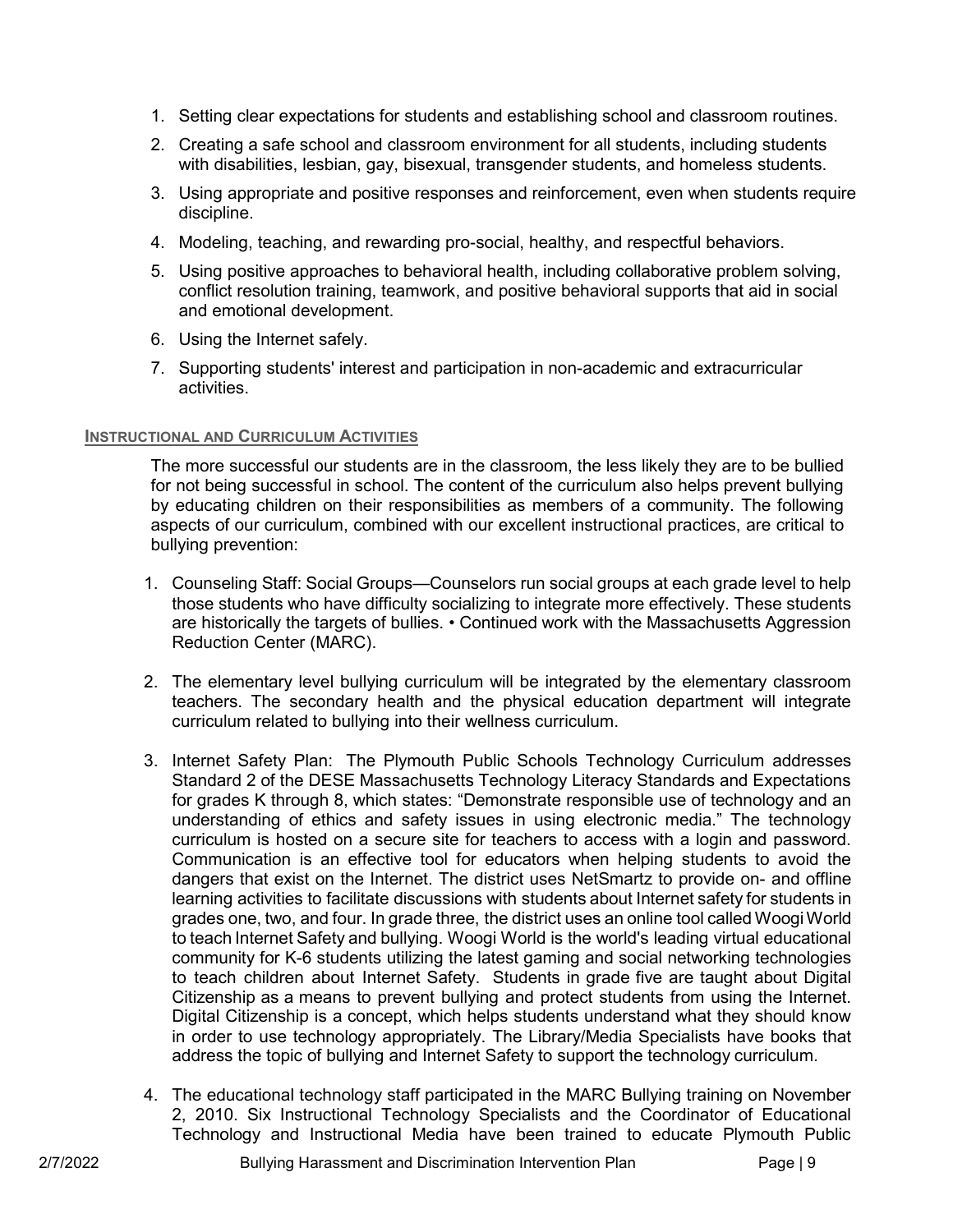1. Setting clear expectations for students and establishing school and classroom routines.
2. Creating a safe school and classroom environment for all students, including students with disabilities, lesbian, gay, bisexual, transgender students, and homeless students.
3. Using appropriate and positive responses and reinforcement, even when students require discipline.
4. Modeling, teaching, and rewarding pro-social, healthy, and respectful behaviors.
5. Using positive approaches to behavioral health, including collaborative problem solving, conflict resolution training, teamwork, and positive behavioral supports that aid in social and emotional development.
6. Using the Internet safely.
7. Supporting students' interest and participation in non-academic and extracurricular activities.

### INSTRUCTIONAL AND CURRICULUM ACTIVITIES

The more successful our students are in the classroom, the less likely they are to be bullied for not being successful in school. The content of the curriculum also helps prevent bullying by educating children on their responsibilities as members of a community. The following aspects of our curriculum, combined with our excellent instructional practices, are critical to bullying prevention:

1. Counseling Staff: Social Groups—Counselors run social groups at each grade level to help those students who have difficulty socializing to integrate more effectively. These students are historically the targets of bullies. • Continued work with the Massachusetts Aggression Reduction Center (MARC).

2. The elementary level bullying curriculum will be integrated by the elementary classroom teachers. The secondary health and the physical education department will integrate curriculum related to bullying into their wellness curriculum.

3. Internet Safety Plan: The Plymouth Public Schools Technology Curriculum addresses Standard 2 of the DESE Massachusetts Technology Literacy Standards and Expectations for grades K through 8, which states: "Demonstrate responsible use of technology and an understanding of ethics and safety issues in using electronic media." The technology curriculum is hosted on a secure site for teachers to access with a login and password. Communication is an effective tool for educators when helping students to avoid the dangers that exist on the Internet. The district uses NetSmartz to provide on- and offline learning activities to facilitate discussions with students about Internet safety for students in grades one, two, and four. In grade three, the district uses an online tool called Woogi World to teach Internet Safety and bullying. Woogi World is the world's leading virtual educational community for K-6 students utilizing the latest gaming and social networking technologies to teach children about Internet Safety. Students in grade five are taught about Digital Citizenship as a means to prevent bullying and protect students from using the Internet. Digital Citizenship is a concept, which helps students understand what they should know in order to use technology appropriately. The Library/Media Specialists have books that address the topic of bullying and Internet Safety to support the technology curriculum.

4. The educational technology staff participated in the MARC Bullying training on November 2, 2010. Six Instructional Technology Specialists and the Coordinator of Educational Technology and Instructional Media have been trained to educate Plymouth Public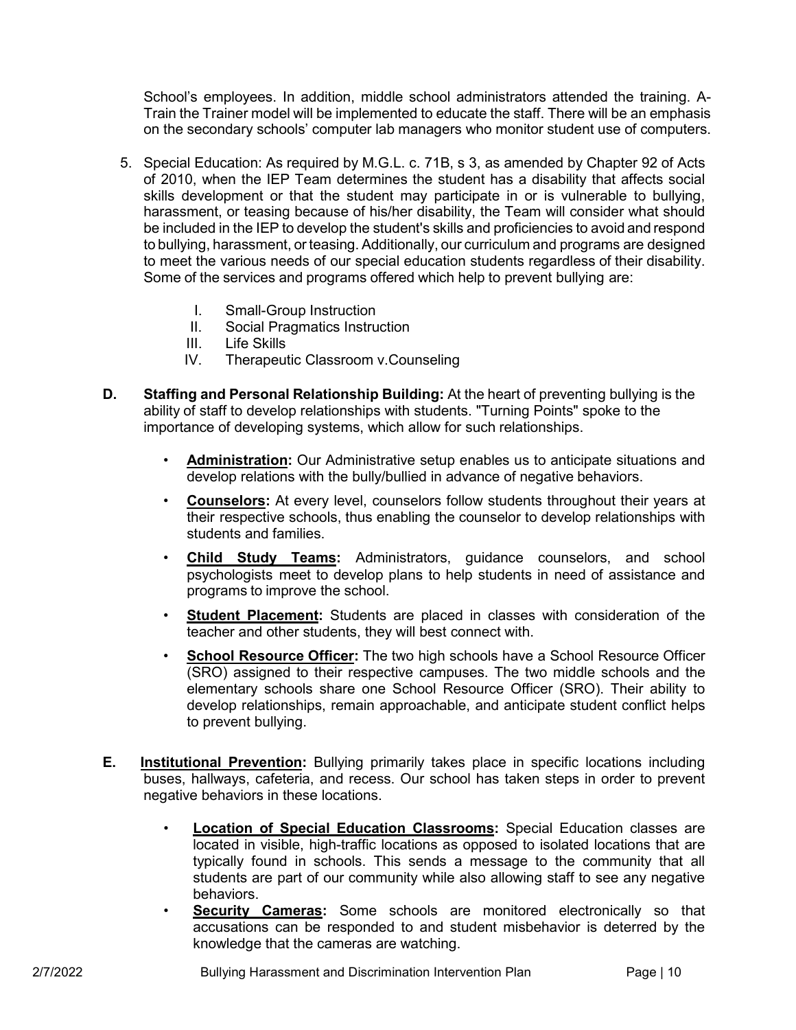School's employees. In addition, middle school administrators attended the training. A-Train the Trainer model will be implemented to educate the staff. There will be an emphasis on the secondary schools' computer lab managers who monitor student use of computers.

5. Special Education: As required by M.G.L. c. 71B, s 3, as amended by Chapter 92 of Acts of 2010, when the IEP Team determines the student has a disability that affects social skills development or that the student may participate in or is vulnerable to bullying, harassment, or teasing because of his/her disability, the Team will consider what should be included in the IEP to develop the student's skills and proficiencies to avoid and respond to bullying, harassment, or teasing. Additionally, our curriculum and programs are designed to meet the various needs of our special education students regardless of their disability. Some of the services and programs offered which help to prevent bullying are:

   I. Small-Group Instruction
   II. Social Pragmatics Instruction
   III. Life Skills
   IV. Therapeutic Classroom v.Counseling

**D. Staffing and Personal Relationship Building:** At the heart of preventing bullying is the ability of staff to develop relationships with students. "Turning Points" spoke to the importance of developing systems, which allow for such relationships.

- **Administration:** Our Administrative setup enables us to anticipate situations and develop relations with the bully/bullied in advance of negative behaviors.
- **Counselors:** At every level, counselors follow students throughout their years at their respective schools, thus enabling the counselor to develop relationships with students and families.
- **Child Study Teams:** Administrators, guidance counselors, and school psychologists meet to develop plans to help students in need of assistance and programs to improve the school.
- **Student Placement:** Students are placed in classes with consideration of the teacher and other students, they will best connect with.
- **School Resource Officer:** The two high schools have a School Resource Officer (SRO) assigned to their respective campuses. The two middle schools and the elementary schools share one School Resource Officer (SRO). Their ability to develop relationships, remain approachable, and anticipate student conflict helps to prevent bullying.

**E. Institutional Prevention:** Bullying primarily takes place in specific locations including buses, hallways, cafeteria, and recess. Our school has taken steps in order to prevent negative behaviors in these locations.

- **Location of Special Education Classrooms:** Special Education classes are located in visible, high-traffic locations as opposed to isolated locations that are typically found in schools. This sends a message to the community that all students are part of our community while also allowing staff to see any negative behaviors.
- **Security Cameras:** Some schools are monitored electronically so that accusations can be responded to and student misbehavior is deterred by the knowledge that the cameras are watching.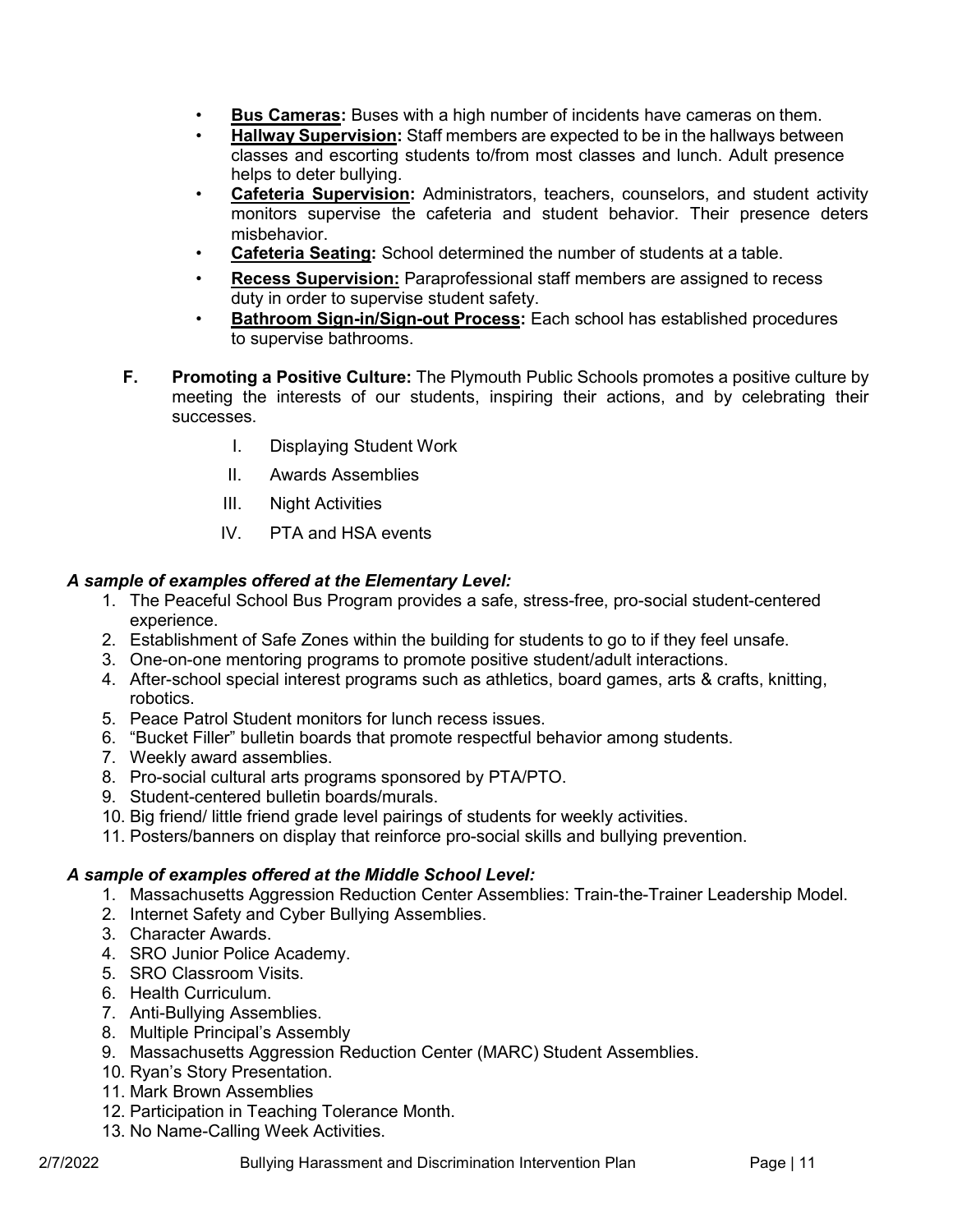- **Bus Cameras:** Buses with a high number of incidents have cameras on them.
- **Hallway Supervision:** Staff members are expected to be in the hallways between classes and escorting students to/from most classes and lunch. Adult presence helps to deter bullying.
- **Cafeteria Supervision:** Administrators, teachers, counselors, and student activity monitors supervise the cafeteria and student behavior. Their presence deters misbehavior.
- **Cafeteria Seating:** School determined the number of students at a table.
- **Recess Supervision:** Paraprofessional staff members are assigned to recess duty in order to supervise student safety.
- **Bathroom Sign-in/Sign-out Process:** Each school has established procedures to supervise bathrooms.

**F. Promoting a Positive Culture:** The Plymouth Public Schools promotes a positive culture by meeting the interests of our students, inspiring their actions, and by celebrating their successes.

I. Displaying Student Work

II. Awards Assemblies

III. Night Activities

IV. PTA and HSA events

***A sample of examples offered at the Elementary Level:***

1. The Peaceful School Bus Program provides a safe, stress-free, pro-social student-centered experience.
2. Establishment of Safe Zones within the building for students to go to if they feel unsafe.
3. One-on-one mentoring programs to promote positive student/adult interactions.
4. After-school special interest programs such as athletics, board games, arts & crafts, knitting, robotics.
5. Peace Patrol Student monitors for lunch recess issues.
6. "Bucket Filler" bulletin boards that promote respectful behavior among students.
7. Weekly award assemblies.
8. Pro-social cultural arts programs sponsored by PTA/PTO.
9. Student-centered bulletin boards/murals.
10. Big friend/ little friend grade level pairings of students for weekly activities.
11. Posters/banners on display that reinforce pro-social skills and bullying prevention.

***A sample of examples offered at the Middle School Level:***

1. Massachusetts Aggression Reduction Center Assemblies: Train-the-Trainer Leadership Model.
2. Internet Safety and Cyber Bullying Assemblies.
3. Character Awards.
4. SRO Junior Police Academy.
5. SRO Classroom Visits.
6. Health Curriculum.
7. Anti-Bullying Assemblies.
8. Multiple Principal's Assembly
9. Massachusetts Aggression Reduction Center (MARC) Student Assemblies.
10. Ryan's Story Presentation.
11. Mark Brown Assemblies
12. Participation in Teaching Tolerance Month.
13. No Name-Calling Week Activities.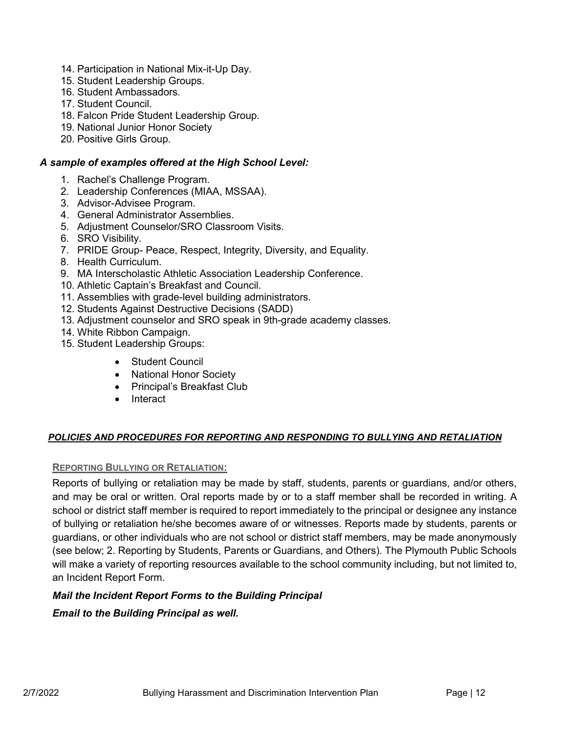14. Participation in National Mix-it-Up Day.
15. Student Leadership Groups.
16. Student Ambassadors.
17. Student Council.
18. Falcon Pride Student Leadership Group.
19. National Junior Honor Society
20. Positive Girls Group.

### *A sample of examples offered at the High School Level:*

1. Rachel's Challenge Program.
2. Leadership Conferences (MIAA, MSSAA).
3. Advisor-Advisee Program.
4. General Administrator Assemblies.
5. Adjustment Counselor/SRO Classroom Visits.
6. SRO Visibility.
7. PRIDE Group- Peace, Respect, Integrity, Diversity, and Equality.
8. Health Curriculum.
9. MA Interscholastic Athletic Association Leadership Conference.
10. Athletic Captain's Breakfast and Council.
11. Assemblies with grade-level building administrators.
12. Students Against Destructive Decisions (SADD)
13. Adjustment counselor and SRO speak in 9th-grade academy classes.
14. White Ribbon Campaign.
15. Student Leadership Groups:
    - Student Council
    - National Honor Society
    - Principal's Breakfast Club
    - Interact

## *POLICIES AND PROCEDURES FOR REPORTING AND RESPONDING TO BULLYING AND RETALIATION*

### REPORTING BULLYING OR RETALIATION:

Reports of bullying or retaliation may be made by staff, students, parents or guardians, and/or others, and may be oral or written. Oral reports made by or to a staff member shall be recorded in writing. A school or district staff member is required to report immediately to the principal or designee any instance of bullying or retaliation he/she becomes aware of or witnesses. Reports made by students, parents or guardians, or other individuals who are not school or district staff members, may be made anonymously (see below; 2. Reporting by Students, Parents or Guardians, and Others). The Plymouth Public Schools will make a variety of reporting resources available to the school community including, but not limited to, an Incident Report Form.

***Mail the Incident Report Forms to the Building Principal***

***Email to the Building Principal as well.***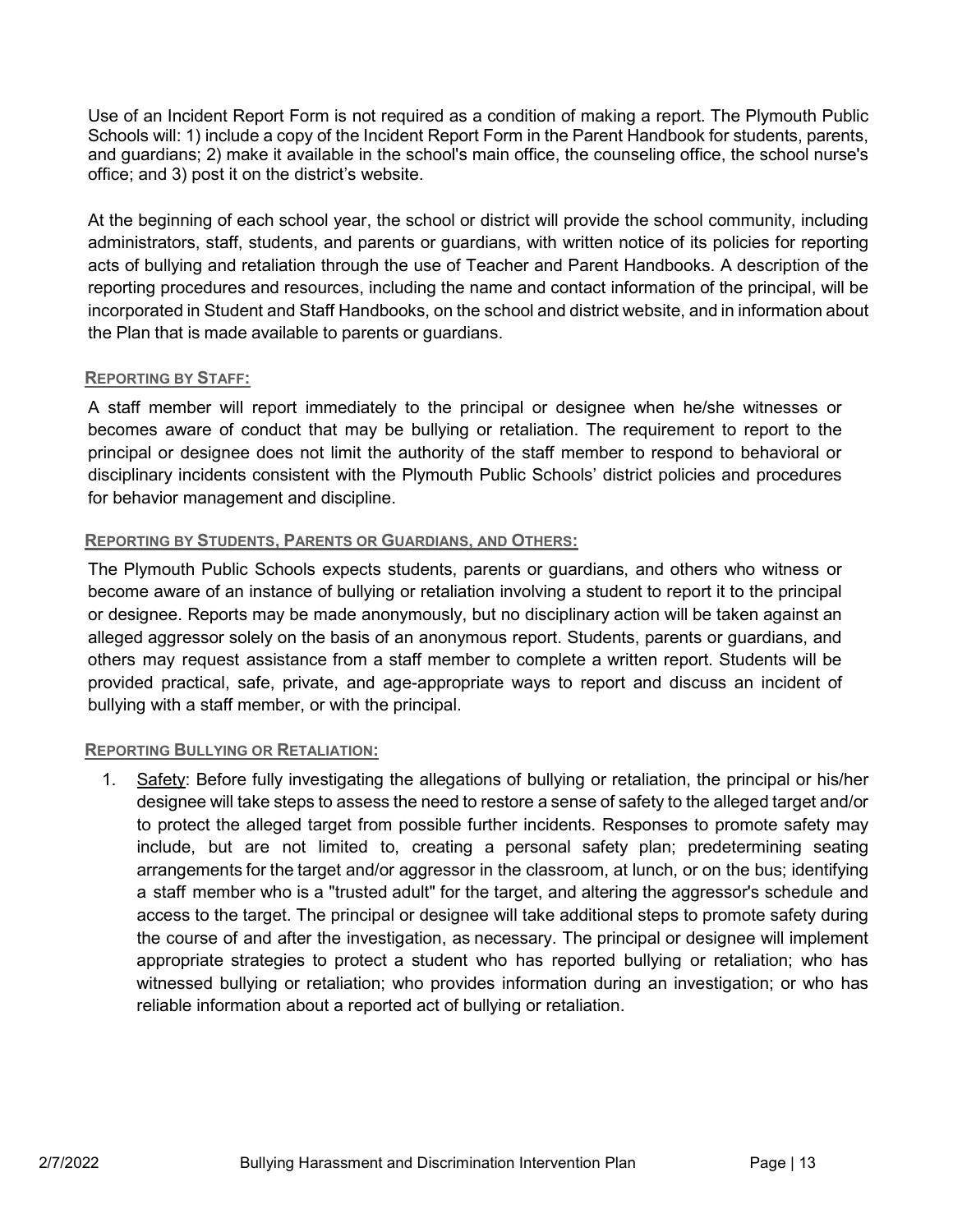Use of an Incident Report Form is not required as a condition of making a report. The Plymouth Public Schools will: 1) include a copy of the Incident Report Form in the Parent Handbook for students, parents, and guardians; 2) make it available in the school's main office, the counseling office, the school nurse's office; and 3) post it on the district's website.

At the beginning of each school year, the school or district will provide the school community, including administrators, staff, students, and parents or guardians, with written notice of its policies for reporting acts of bullying and retaliation through the use of Teacher and Parent Handbooks. A description of the reporting procedures and resources, including the name and contact information of the principal, will be incorporated in Student and Staff Handbooks, on the school and district website, and in information about the Plan that is made available to parents or guardians.

#### REPORTING BY STAFF:

A staff member will report immediately to the principal or designee when he/she witnesses or becomes aware of conduct that may be bullying or retaliation. The requirement to report to the principal or designee does not limit the authority of the staff member to respond to behavioral or disciplinary incidents consistent with the Plymouth Public Schools' district policies and procedures for behavior management and discipline.

#### REPORTING BY STUDENTS, PARENTS OR GUARDIANS, AND OTHERS:

The Plymouth Public Schools expects students, parents or guardians, and others who witness or become aware of an instance of bullying or retaliation involving a student to report it to the principal or designee. Reports may be made anonymously, but no disciplinary action will be taken against an alleged aggressor solely on the basis of an anonymous report. Students, parents or guardians, and others may request assistance from a staff member to complete a written report. Students will be provided practical, safe, private, and age-appropriate ways to report and discuss an incident of bullying with a staff member, or with the principal.

#### REPORTING BULLYING OR RETALIATION:

1. Safety: Before fully investigating the allegations of bullying or retaliation, the principal or his/her designee will take steps to assess the need to restore a sense of safety to the alleged target and/or to protect the alleged target from possible further incidents. Responses to promote safety may include, but are not limited to, creating a personal safety plan; predetermining seating arrangements for the target and/or aggressor in the classroom, at lunch, or on the bus; identifying a staff member who is a "trusted adult" for the target, and altering the aggressor's schedule and access to the target. The principal or designee will take additional steps to promote safety during the course of and after the investigation, as necessary. The principal or designee will implement appropriate strategies to protect a student who has reported bullying or retaliation; who has witnessed bullying or retaliation; who provides information during an investigation; or who has reliable information about a reported act of bullying or retaliation.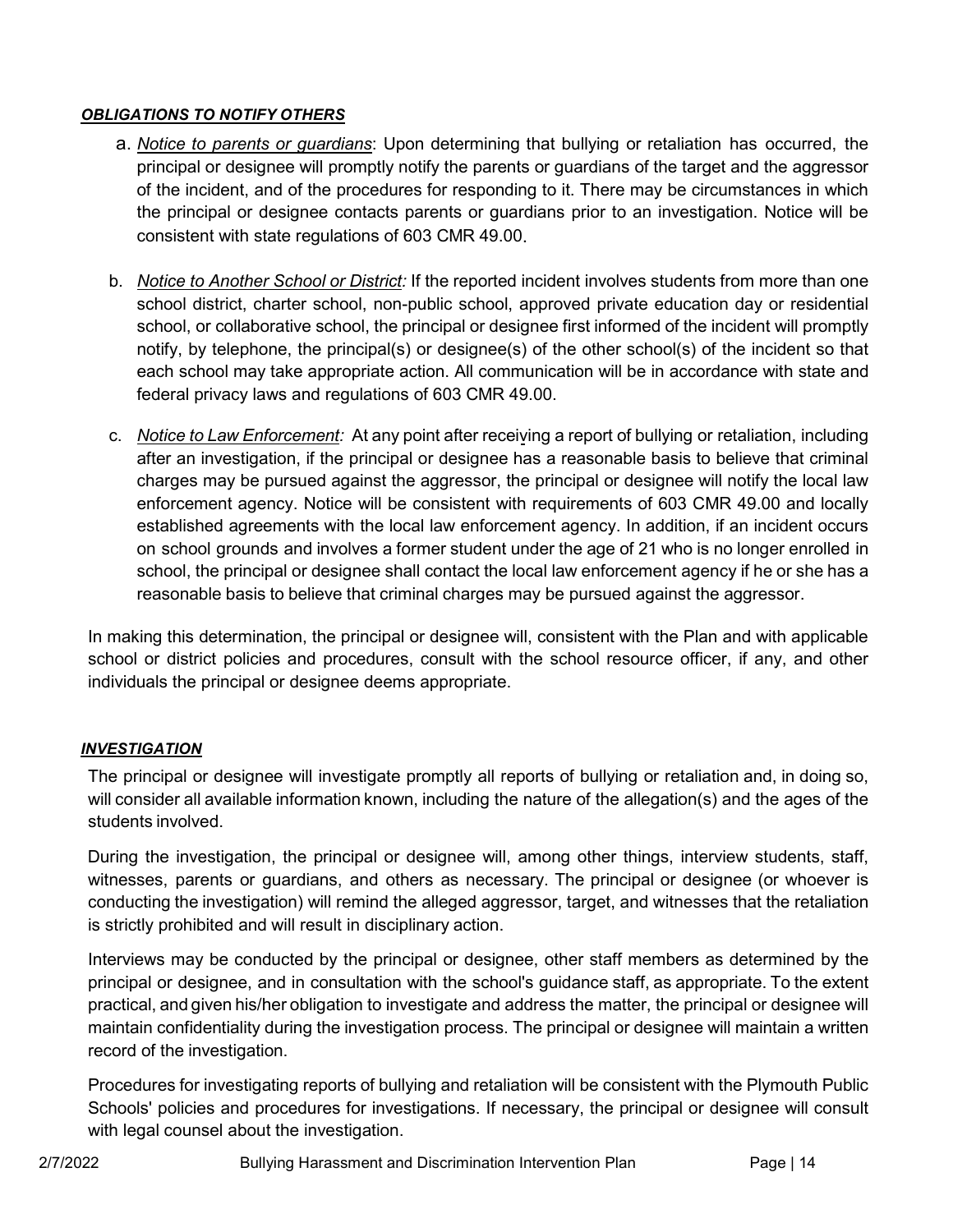### ***OBLIGATIONS TO NOTIFY OTHERS***

a. *Notice to parents or guardians*: Upon determining that bullying or retaliation has occurred, the principal or designee will promptly notify the parents or guardians of the target and the aggressor of the incident, and of the procedures for responding to it. There may be circumstances in which the principal or designee contacts parents or guardians prior to an investigation. Notice will be consistent with state regulations of 603 CMR 49.00.

b. *Notice to Another School or District:* If the reported incident involves students from more than one school district, charter school, non-public school, approved private education day or residential school, or collaborative school, the principal or designee first informed of the incident will promptly notify, by telephone, the principal(s) or designee(s) of the other school(s) of the incident so that each school may take appropriate action. All communication will be in accordance with state and federal privacy laws and regulations of 603 CMR 49.00.

c. *Notice to Law Enforcement:* At any point after receiving a report of bullying or retaliation, including after an investigation, if the principal or designee has a reasonable basis to believe that criminal charges may be pursued against the aggressor, the principal or designee will notify the local law enforcement agency. Notice will be consistent with requirements of 603 CMR 49.00 and locally established agreements with the local law enforcement agency. In addition, if an incident occurs on school grounds and involves a former student under the age of 21 who is no longer enrolled in school, the principal or designee shall contact the local law enforcement agency if he or she has a reasonable basis to believe that criminal charges may be pursued against the aggressor.

In making this determination, the principal or designee will, consistent with the Plan and with applicable school or district policies and procedures, consult with the school resource officer, if any, and other individuals the principal or designee deems appropriate.

### ***INVESTIGATION***

The principal or designee will investigate promptly all reports of bullying or retaliation and, in doing so, will consider all available information known, including the nature of the allegation(s) and the ages of the students involved.

During the investigation, the principal or designee will, among other things, interview students, staff, witnesses, parents or guardians, and others as necessary. The principal or designee (or whoever is conducting the investigation) will remind the alleged aggressor, target, and witnesses that the retaliation is strictly prohibited and will result in disciplinary action.

Interviews may be conducted by the principal or designee, other staff members as determined by the principal or designee, and in consultation with the school's guidance staff, as appropriate. To the extent practical, and given his/her obligation to investigate and address the matter, the principal or designee will maintain confidentiality during the investigation process. The principal or designee will maintain a written record of the investigation.

Procedures for investigating reports of bullying and retaliation will be consistent with the Plymouth Public Schools' policies and procedures for investigations. If necessary, the principal or designee will consult with legal counsel about the investigation.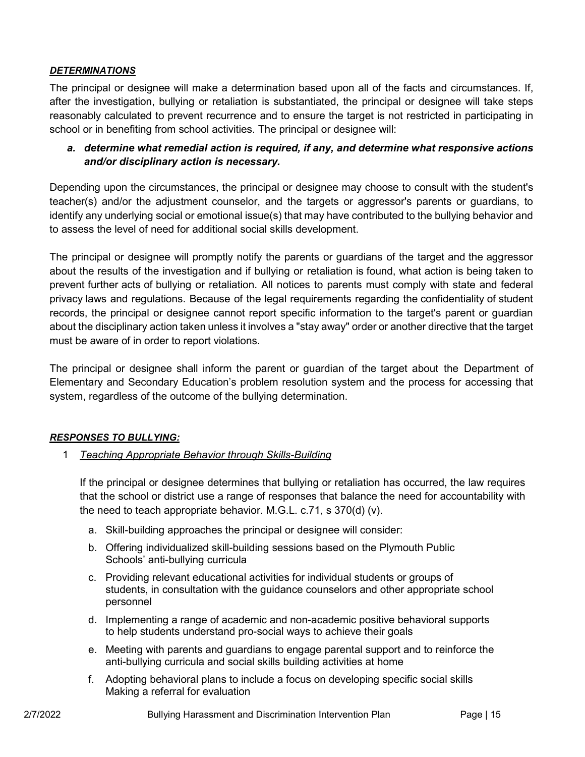***DETERMINATIONS***

The principal or designee will make a determination based upon all of the facts and circumstances. If, after the investigation, bullying or retaliation is substantiated, the principal or designee will take steps reasonably calculated to prevent recurrence and to ensure the target is not restricted in participating in school or in benefiting from school activities. The principal or designee will:

***a. determine what remedial action is required, if any, and determine what responsive actions and/or disciplinary action is necessary.***

Depending upon the circumstances, the principal or designee may choose to consult with the student's teacher(s) and/or the adjustment counselor, and the targets or aggressor's parents or guardians, to identify any underlying social or emotional issue(s) that may have contributed to the bullying behavior and to assess the level of need for additional social skills development.

The principal or designee will promptly notify the parents or guardians of the target and the aggressor about the results of the investigation and if bullying or retaliation is found, what action is being taken to prevent further acts of bullying or retaliation. All notices to parents must comply with state and federal privacy laws and regulations. Because of the legal requirements regarding the confidentiality of student records, the principal or designee cannot report specific information to the target's parent or guardian about the disciplinary action taken unless it involves a "stay away" order or another directive that the target must be aware of in order to report violations.

The principal or designee shall inform the parent or guardian of the target about the Department of Elementary and Secondary Education's problem resolution system and the process for accessing that system, regardless of the outcome of the bullying determination.

***RESPONSES TO BULLYING:***

1 *Teaching Appropriate Behavior through Skills-Building*

If the principal or designee determines that bullying or retaliation has occurred, the law requires that the school or district use a range of responses that balance the need for accountability with the need to teach appropriate behavior. M.G.L. c.71, s 370(d) (v).

a. Skill-building approaches the principal or designee will consider:
b. Offering individualized skill-building sessions based on the Plymouth Public Schools' anti-bullying curricula
c. Providing relevant educational activities for individual students or groups of students, in consultation with the guidance counselors and other appropriate school personnel
d. Implementing a range of academic and non-academic positive behavioral supports to help students understand pro-social ways to achieve their goals
e. Meeting with parents and guardians to engage parental support and to reinforce the anti-bullying curricula and social skills building activities at home
f. Adopting behavioral plans to include a focus on developing specific social skills Making a referral for evaluation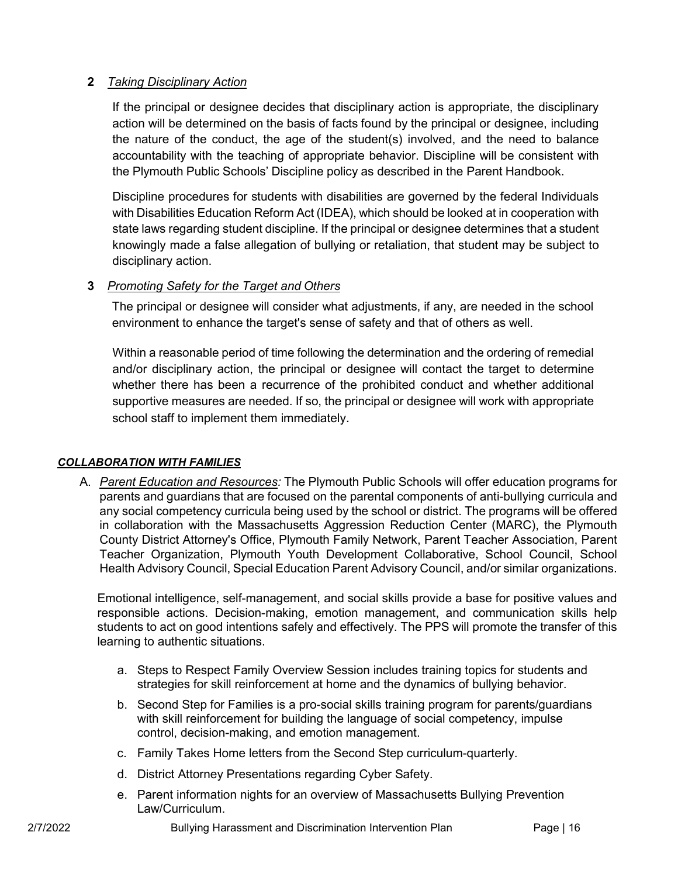**2** *Taking Disciplinary Action*

If the principal or designee decides that disciplinary action is appropriate, the disciplinary action will be determined on the basis of facts found by the principal or designee, including the nature of the conduct, the age of the student(s) involved, and the need to balance accountability with the teaching of appropriate behavior. Discipline will be consistent with the Plymouth Public Schools' Discipline policy as described in the Parent Handbook.

Discipline procedures for students with disabilities are governed by the federal Individuals with Disabilities Education Reform Act (IDEA), which should be looked at in cooperation with state laws regarding student discipline. If the principal or designee determines that a student knowingly made a false allegation of bullying or retaliation, that student may be subject to disciplinary action.

**3** *Promoting Safety for the Target and Others*

The principal or designee will consider what adjustments, if any, are needed in the school environment to enhance the target's sense of safety and that of others as well.

Within a reasonable period of time following the determination and the ordering of remedial and/or disciplinary action, the principal or designee will contact the target to determine whether there has been a recurrence of the prohibited conduct and whether additional supportive measures are needed. If so, the principal or designee will work with appropriate school staff to implement them immediately.

***COLLABORATION WITH FAMILIES***

A. *Parent Education and Resources:* The Plymouth Public Schools will offer education programs for parents and guardians that are focused on the parental components of anti-bullying curricula and any social competency curricula being used by the school or district. The programs will be offered in collaboration with the Massachusetts Aggression Reduction Center (MARC), the Plymouth County District Attorney's Office, Plymouth Family Network, Parent Teacher Association, Parent Teacher Organization, Plymouth Youth Development Collaborative, School Council, School Health Advisory Council, Special Education Parent Advisory Council, and/or similar organizations.

   Emotional intelligence, self-management, and social skills provide a base for positive values and responsible actions. Decision-making, emotion management, and communication skills help students to act on good intentions safely and effectively. The PPS will promote the transfer of this learning to authentic situations.

   a. Steps to Respect Family Overview Session includes training topics for students and strategies for skill reinforcement at home and the dynamics of bullying behavior.
   b. Second Step for Families is a pro-social skills training program for parents/guardians with skill reinforcement for building the language of social competency, impulse control, decision-making, and emotion management.
   c. Family Takes Home letters from the Second Step curriculum-quarterly.
   d. District Attorney Presentations regarding Cyber Safety.
   e. Parent information nights for an overview of Massachusetts Bullying Prevention Law/Curriculum.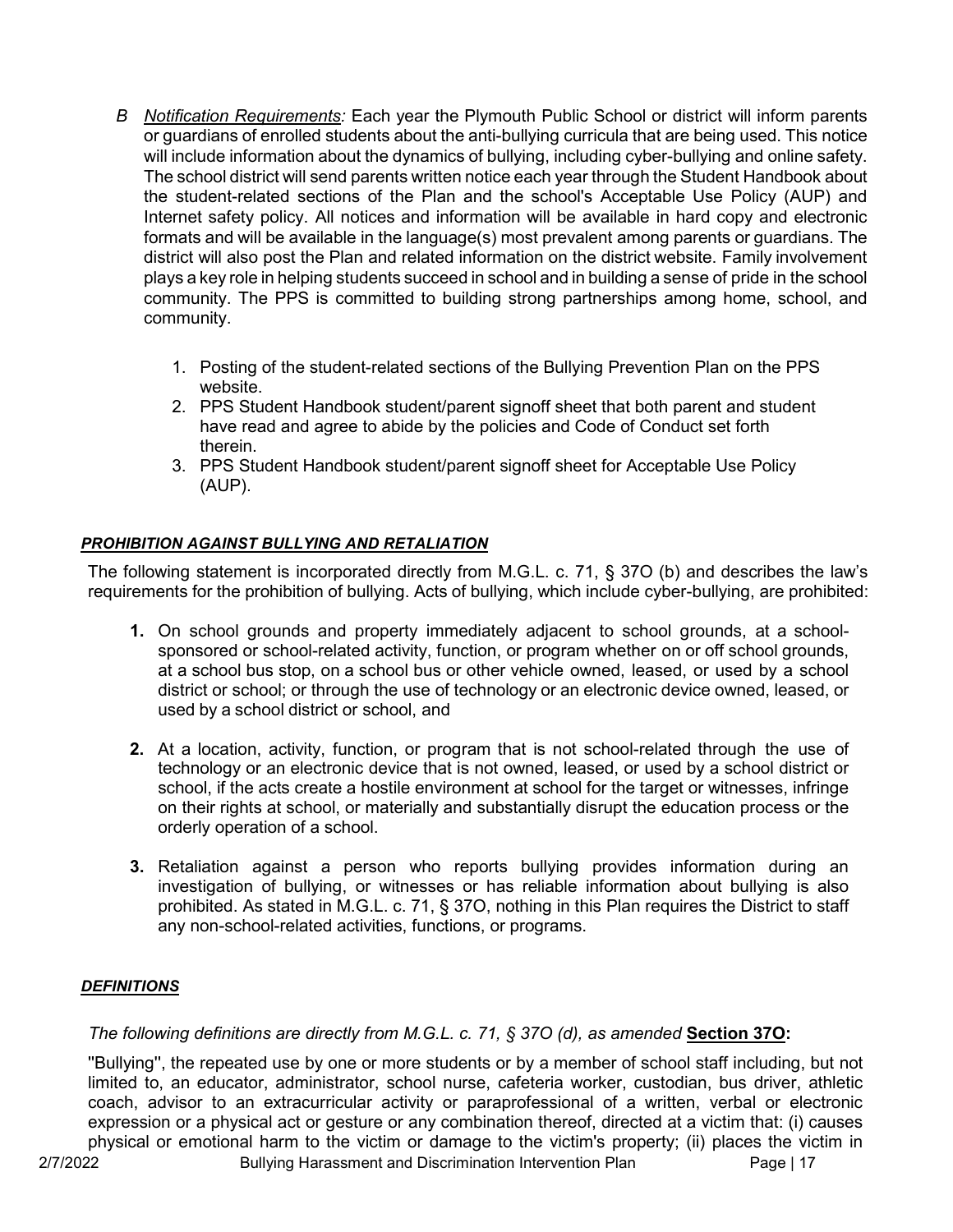B *Notification Requirements:* Each year the Plymouth Public School or district will inform parents or guardians of enrolled students about the anti-bullying curricula that are being used. This notice will include information about the dynamics of bullying, including cyber-bullying and online safety. The school district will send parents written notice each year through the Student Handbook about the student-related sections of the Plan and the school's Acceptable Use Policy (AUP) and Internet safety policy. All notices and information will be available in hard copy and electronic formats and will be available in the language(s) most prevalent among parents or guardians. The district will also post the Plan and related information on the district website. Family involvement plays a key role in helping students succeed in school and in building a sense of pride in the school community. The PPS is committed to building strong partnerships among home, school, and community.

1. Posting of the student-related sections of the Bullying Prevention Plan on the PPS website.
2. PPS Student Handbook student/parent signoff sheet that both parent and student have read and agree to abide by the policies and Code of Conduct set forth therein.
3. PPS Student Handbook student/parent signoff sheet for Acceptable Use Policy (AUP).

***PROHIBITION AGAINST BULLYING AND RETALIATION***

The following statement is incorporated directly from M.G.L. c. 71, § 37O (b) and describes the law's requirements for the prohibition of bullying. Acts of bullying, which include cyber-bullying, are prohibited:

**1.** On school grounds and property immediately adjacent to school grounds, at a school-sponsored or school-related activity, function, or program whether on or off school grounds, at a school bus stop, on a school bus or other vehicle owned, leased, or used by a school district or school; or through the use of technology or an electronic device owned, leased, or used by a school district or school, and

**2.** At a location, activity, function, or program that is not school-related through the use of technology or an electronic device that is not owned, leased, or used by a school district or school, if the acts create a hostile environment at school for the target or witnesses, infringe on their rights at school, or materially and substantially disrupt the education process or the orderly operation of a school.

**3.** Retaliation against a person who reports bullying provides information during an investigation of bullying, or witnesses or has reliable information about bullying is also prohibited. As stated in M.G.L. c. 71, § 37O, nothing in this Plan requires the District to staff any non-school-related activities, functions, or programs.

***DEFINITIONS***

*The following definitions are directly from M.G.L. c. 71, § 37O (d), as amended* **Section 37O:**

"Bullying", the repeated use by one or more students or by a member of school staff including, but not limited to, an educator, administrator, school nurse, cafeteria worker, custodian, bus driver, athletic coach, advisor to an extracurricular activity or paraprofessional of a written, verbal or electronic expression or a physical act or gesture or any combination thereof, directed at a victim that: (i) causes physical or emotional harm to the victim or damage to the victim's property; (ii) places the victim in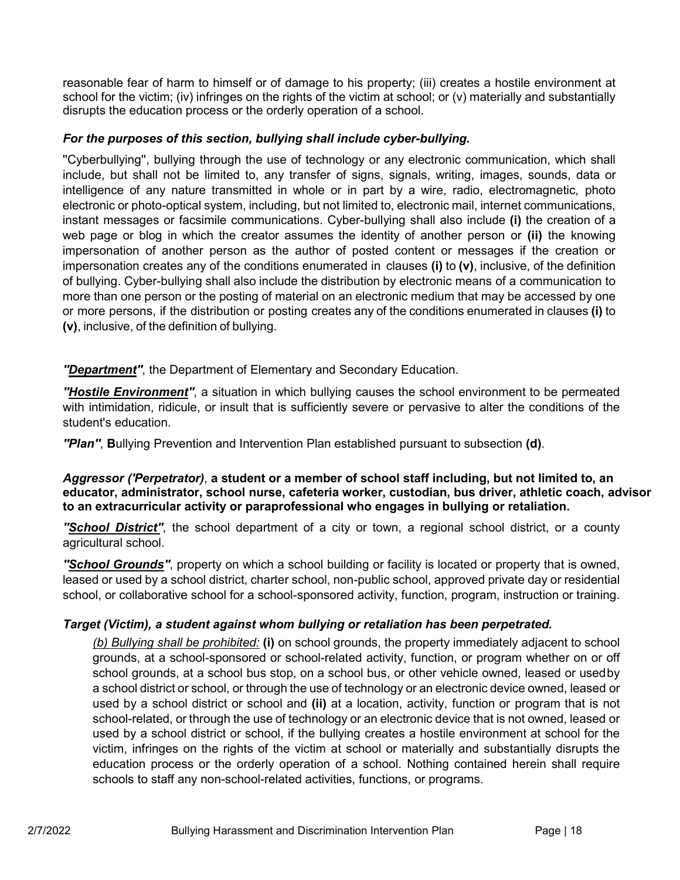reasonable fear of harm to himself or of damage to his property; (iii) creates a hostile environment at school for the victim; (iv) infringes on the rights of the victim at school; or (v) materially and substantially disrupts the education process or the orderly operation of a school.

***For the purposes of this section, bullying shall include cyber-bullying.***

''Cyberbullying'', bullying through the use of technology or any electronic communication, which shall include, but shall not be limited to, any transfer of signs, signals, writing, images, sounds, data or intelligence of any nature transmitted in whole or in part by a wire, radio, electromagnetic, photo electronic or photo-optical system, including, but not limited to, electronic mail, internet communications, instant messages or facsimile communications. Cyber-bullying shall also include **(i)** the creation of a web page or blog in which the creator assumes the identity of another person or **(ii)** the knowing impersonation of another person as the author of posted content or messages if the creation or impersonation creates any of the conditions enumerated in clauses **(i)** to **(v)**, inclusive, of the definition of bullying. Cyber-bullying shall also include the distribution by electronic means of a communication to more than one person or the posting of material on an electronic medium that may be accessed by one or more persons, if the distribution or posting creates any of the conditions enumerated in clauses **(i)** to **(v)**, inclusive, of the definition of bullying.

***"Department"***, the Department of Elementary and Secondary Education.

***"Hostile Environment"***, a situation in which bullying causes the school environment to be permeated with intimidation, ridicule, or insult that is sufficiently severe or pervasive to alter the conditions of the student's education.

***"Plan"***, **B**ullying Prevention and Intervention Plan established pursuant to subsection **(d)**.

***Aggressor ('Perpetrator)***, **a student or a member of school staff including, but not limited to, an educator, administrator, school nurse, cafeteria worker, custodian, bus driver, athletic coach, advisor to an extracurricular activity or paraprofessional who engages in bullying or retaliation.**

***"School District"***, the school department of a city or town, a regional school district, or a county agricultural school.

***"School Grounds"***, property on which a school building or facility is located or property that is owned, leased or used by a school district, charter school, non-public school, approved private day or residential school, or collaborative school for a school-sponsored activity, function, program, instruction or training.

***Target (Victim), a student against whom bullying or retaliation has been perpetrated.***

*(b) Bullying shall be prohibited:* **(i)** on school grounds, the property immediately adjacent to school grounds, at a school-sponsored or school-related activity, function, or program whether on or off school grounds, at a school bus stop, on a school bus, or other vehicle owned, leased or used by a school district or school, or through the use of technology or an electronic device owned, leased or used by a school district or school and **(ii)** at a location, activity, function or program that is not school-related, or through the use of technology or an electronic device that is not owned, leased or used by a school district or school, if the bullying creates a hostile environment at school for the victim, infringes on the rights of the victim at school or materially and substantially disrupts the education process or the orderly operation of a school. Nothing contained herein shall require schools to staff any non-school-related activities, functions, or programs.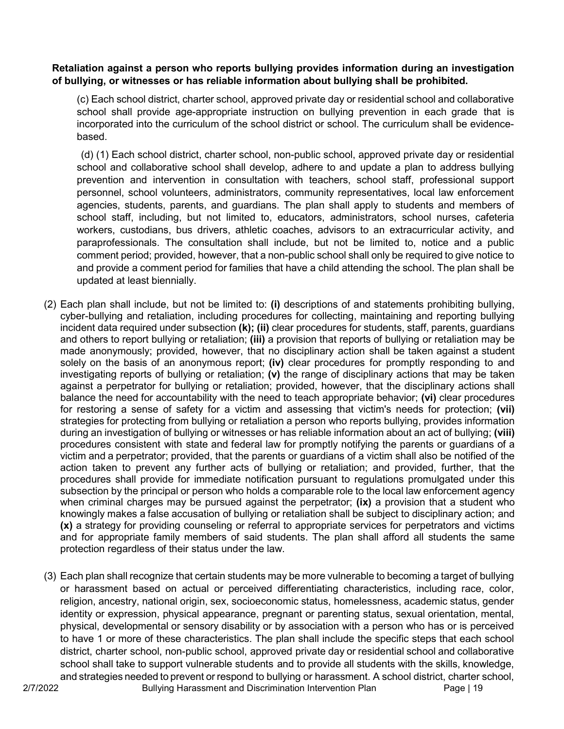**Retaliation against a person who reports bullying provides information during an investigation of bullying, or witnesses or has reliable information about bullying shall be prohibited.**

(c) Each school district, charter school, approved private day or residential school and collaborative school shall provide age-appropriate instruction on bullying prevention in each grade that is incorporated into the curriculum of the school district or school. The curriculum shall be evidence-based.

(d) (1) Each school district, charter school, non-public school, approved private day or residential school and collaborative school shall develop, adhere to and update a plan to address bullying prevention and intervention in consultation with teachers, school staff, professional support personnel, school volunteers, administrators, community representatives, local law enforcement agencies, students, parents, and guardians. The plan shall apply to students and members of school staff, including, but not limited to, educators, administrators, school nurses, cafeteria workers, custodians, bus drivers, athletic coaches, advisors to an extracurricular activity, and paraprofessionals. The consultation shall include, but not be limited to, notice and a public comment period; provided, however, that a non-public school shall only be required to give notice to and provide a comment period for families that have a child attending the school. The plan shall be updated at least biennially.

(2) Each plan shall include, but not be limited to: **(i)** descriptions of and statements prohibiting bullying, cyber-bullying and retaliation, including procedures for collecting, maintaining and reporting bullying incident data required under subsection **(k); (ii)** clear procedures for students, staff, parents, guardians and others to report bullying or retaliation; **(iii)** a provision that reports of bullying or retaliation may be made anonymously; provided, however, that no disciplinary action shall be taken against a student solely on the basis of an anonymous report; **(iv)** clear procedures for promptly responding to and investigating reports of bullying or retaliation; **(v)** the range of disciplinary actions that may be taken against a perpetrator for bullying or retaliation; provided, however, that the disciplinary actions shall balance the need for accountability with the need to teach appropriate behavior; **(vi)** clear procedures for restoring a sense of safety for a victim and assessing that victim's needs for protection; **(vii)** strategies for protecting from bullying or retaliation a person who reports bullying, provides information during an investigation of bullying or witnesses or has reliable information about an act of bullying; **(viii)** procedures consistent with state and federal law for promptly notifying the parents or guardians of a victim and a perpetrator; provided, that the parents or guardians of a victim shall also be notified of the action taken to prevent any further acts of bullying or retaliation; and provided, further, that the procedures shall provide for immediate notification pursuant to regulations promulgated under this subsection by the principal or person who holds a comparable role to the local law enforcement agency when criminal charges may be pursued against the perpetrator; **(ix)** a provision that a student who knowingly makes a false accusation of bullying or retaliation shall be subject to disciplinary action; and **(x)** a strategy for providing counseling or referral to appropriate services for perpetrators and victims and for appropriate family members of said students. The plan shall afford all students the same protection regardless of their status under the law.

(3) Each plan shall recognize that certain students may be more vulnerable to becoming a target of bullying or harassment based on actual or perceived differentiating characteristics, including race, color, religion, ancestry, national origin, sex, socioeconomic status, homelessness, academic status, gender identity or expression, physical appearance, pregnant or parenting status, sexual orientation, mental, physical, developmental or sensory disability or by association with a person who has or is perceived to have 1 or more of these characteristics. The plan shall include the specific steps that each school district, charter school, non-public school, approved private day or residential school and collaborative school shall take to support vulnerable students and to provide all students with the skills, knowledge, and strategies needed to prevent or respond to bullying or harassment. A school district, charter school,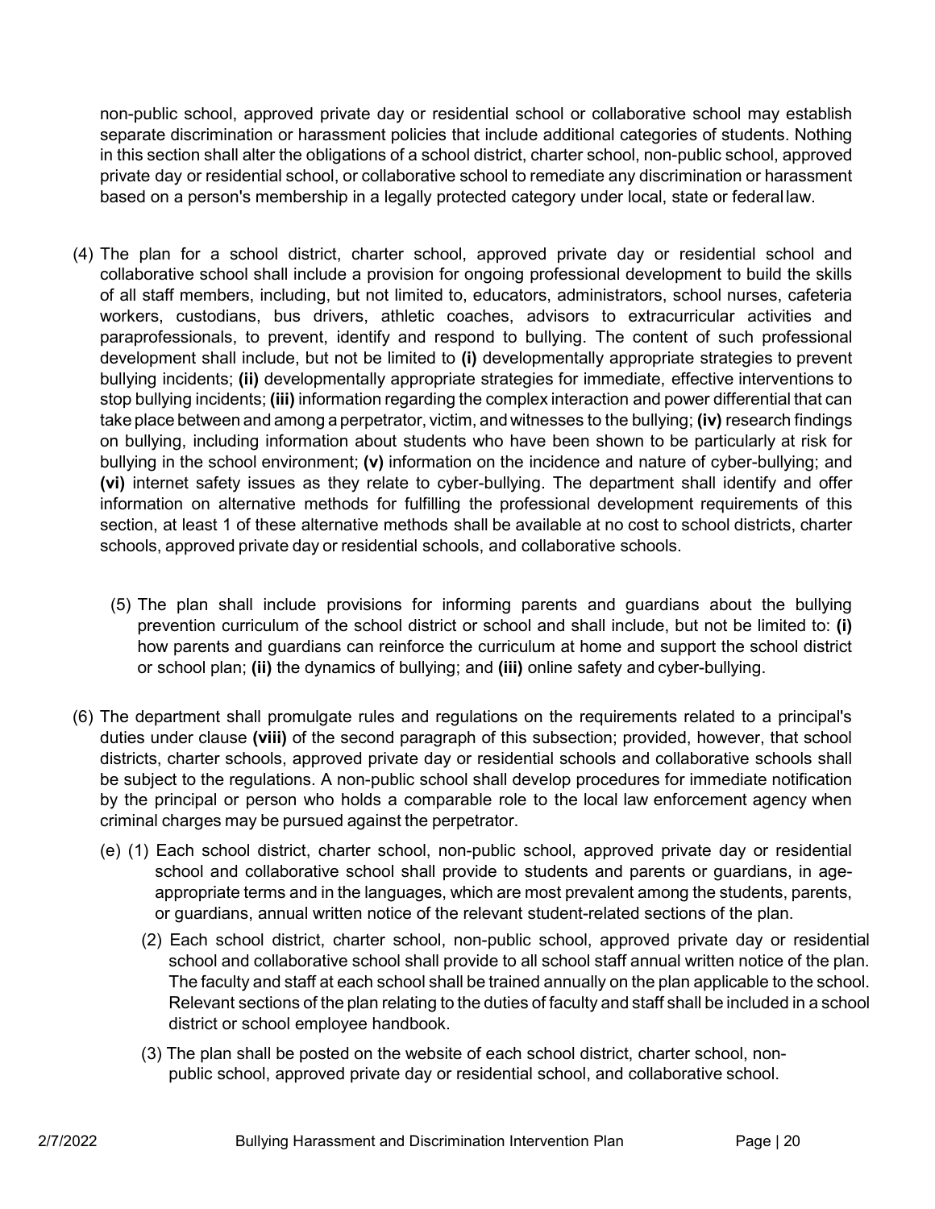non-public school, approved private day or residential school or collaborative school may establish separate discrimination or harassment policies that include additional categories of students. Nothing in this section shall alter the obligations of a school district, charter school, non-public school, approved private day or residential school, or collaborative school to remediate any discrimination or harassment based on a person's membership in a legally protected category under local, state or federal law.

(4) The plan for a school district, charter school, approved private day or residential school and collaborative school shall include a provision for ongoing professional development to build the skills of all staff members, including, but not limited to, educators, administrators, school nurses, cafeteria workers, custodians, bus drivers, athletic coaches, advisors to extracurricular activities and paraprofessionals, to prevent, identify and respond to bullying. The content of such professional development shall include, but not be limited to **(i)** developmentally appropriate strategies to prevent bullying incidents; **(ii)** developmentally appropriate strategies for immediate, effective interventions to stop bullying incidents; **(iii)** information regarding the complex interaction and power differential that can take place between and among a perpetrator, victim, and witnesses to the bullying; **(iv)** research findings on bullying, including information about students who have been shown to be particularly at risk for bullying in the school environment; **(v)** information on the incidence and nature of cyber-bullying; and **(vi)** internet safety issues as they relate to cyber-bullying. The department shall identify and offer information on alternative methods for fulfilling the professional development requirements of this section, at least 1 of these alternative methods shall be available at no cost to school districts, charter schools, approved private day or residential schools, and collaborative schools.

(5) The plan shall include provisions for informing parents and guardians about the bullying prevention curriculum of the school district or school and shall include, but not be limited to: **(i)** how parents and guardians can reinforce the curriculum at home and support the school district or school plan; **(ii)** the dynamics of bullying; and **(iii)** online safety and cyber-bullying.

(6) The department shall promulgate rules and regulations on the requirements related to a principal's duties under clause **(viii)** of the second paragraph of this subsection; provided, however, that school districts, charter schools, approved private day or residential schools and collaborative schools shall be subject to the regulations. A non-public school shall develop procedures for immediate notification by the principal or person who holds a comparable role to the local law enforcement agency when criminal charges may be pursued against the perpetrator.

(e) (1) Each school district, charter school, non-public school, approved private day or residential school and collaborative school shall provide to students and parents or guardians, in age-appropriate terms and in the languages, which are most prevalent among the students, parents, or guardians, annual written notice of the relevant student-related sections of the plan.

(2) Each school district, charter school, non-public school, approved private day or residential school and collaborative school shall provide to all school staff annual written notice of the plan. The faculty and staff at each school shall be trained annually on the plan applicable to the school. Relevant sections of the plan relating to the duties of faculty and staff shall be included in a school district or school employee handbook.

(3) The plan shall be posted on the website of each school district, charter school, non-public school, approved private day or residential school, and collaborative school.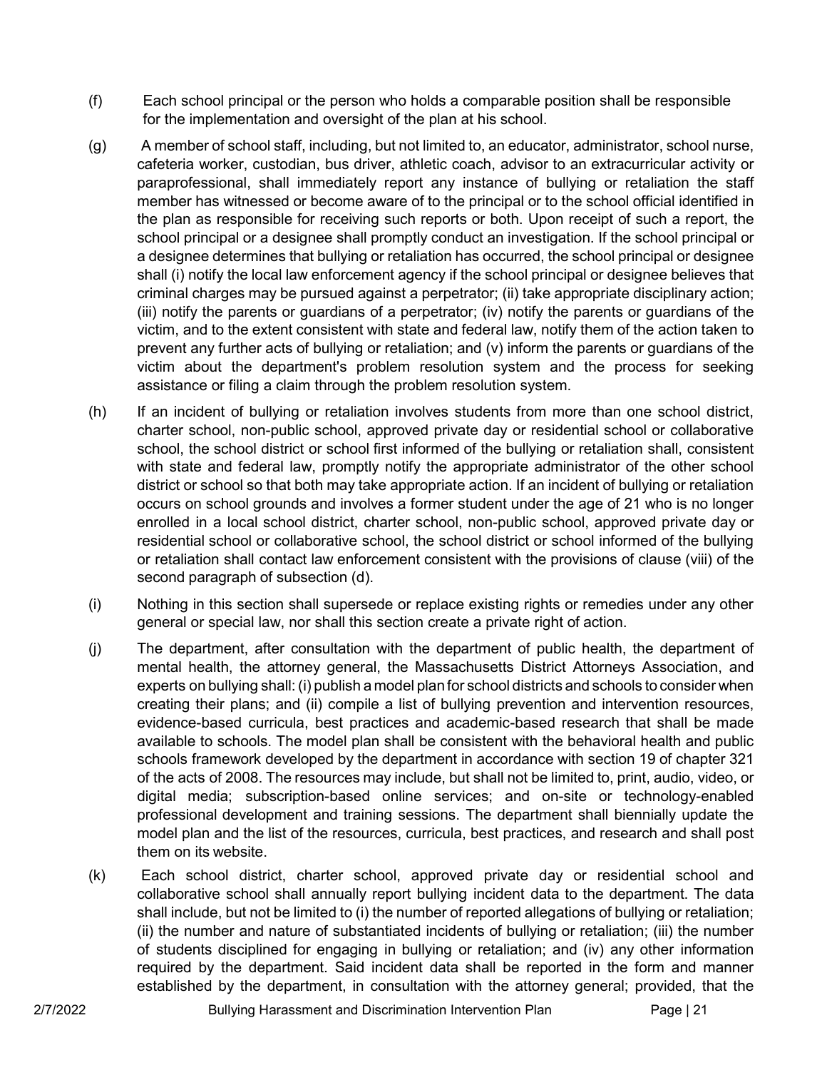(f) Each school principal or the person who holds a comparable position shall be responsible for the implementation and oversight of the plan at his school.

(g) A member of school staff, including, but not limited to, an educator, administrator, school nurse, cafeteria worker, custodian, bus driver, athletic coach, advisor to an extracurricular activity or paraprofessional, shall immediately report any instance of bullying or retaliation the staff member has witnessed or become aware of to the principal or to the school official identified in the plan as responsible for receiving such reports or both. Upon receipt of such a report, the school principal or a designee shall promptly conduct an investigation. If the school principal or a designee determines that bullying or retaliation has occurred, the school principal or designee shall (i) notify the local law enforcement agency if the school principal or designee believes that criminal charges may be pursued against a perpetrator; (ii) take appropriate disciplinary action; (iii) notify the parents or guardians of a perpetrator; (iv) notify the parents or guardians of the victim, and to the extent consistent with state and federal law, notify them of the action taken to prevent any further acts of bullying or retaliation; and (v) inform the parents or guardians of the victim about the department's problem resolution system and the process for seeking assistance or filing a claim through the problem resolution system.

(h) If an incident of bullying or retaliation involves students from more than one school district, charter school, non-public school, approved private day or residential school or collaborative school, the school district or school first informed of the bullying or retaliation shall, consistent with state and federal law, promptly notify the appropriate administrator of the other school district or school so that both may take appropriate action. If an incident of bullying or retaliation occurs on school grounds and involves a former student under the age of 21 who is no longer enrolled in a local school district, charter school, non-public school, approved private day or residential school or collaborative school, the school district or school informed of the bullying or retaliation shall contact law enforcement consistent with the provisions of clause (viii) of the second paragraph of subsection (d).

(i) Nothing in this section shall supersede or replace existing rights or remedies under any other general or special law, nor shall this section create a private right of action.

(j) The department, after consultation with the department of public health, the department of mental health, the attorney general, the Massachusetts District Attorneys Association, and experts on bullying shall: (i) publish a model plan for school districts and schools to consider when creating their plans; and (ii) compile a list of bullying prevention and intervention resources, evidence-based curricula, best practices and academic-based research that shall be made available to schools. The model plan shall be consistent with the behavioral health and public schools framework developed by the department in accordance with section 19 of chapter 321 of the acts of 2008. The resources may include, but shall not be limited to, print, audio, video, or digital media; subscription-based online services; and on-site or technology-enabled professional development and training sessions. The department shall biennially update the model plan and the list of the resources, curricula, best practices, and research and shall post them on its website.

(k) Each school district, charter school, approved private day or residential school and collaborative school shall annually report bullying incident data to the department. The data shall include, but not be limited to (i) the number of reported allegations of bullying or retaliation; (ii) the number and nature of substantiated incidents of bullying or retaliation; (iii) the number of students disciplined for engaging in bullying or retaliation; and (iv) any other information required by the department. Said incident data shall be reported in the form and manner established by the department, in consultation with the attorney general; provided, that the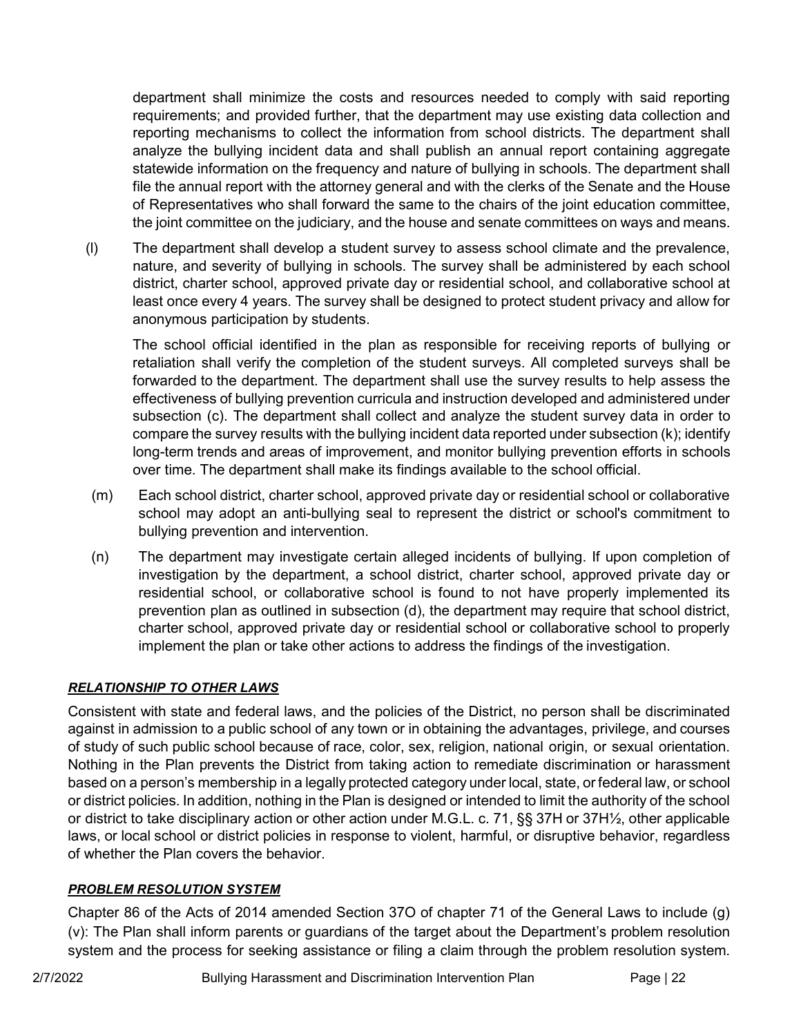department shall minimize the costs and resources needed to comply with said reporting requirements; and provided further, that the department may use existing data collection and reporting mechanisms to collect the information from school districts. The department shall analyze the bullying incident data and shall publish an annual report containing aggregate statewide information on the frequency and nature of bullying in schools. The department shall file the annual report with the attorney general and with the clerks of the Senate and the House of Representatives who shall forward the same to the chairs of the joint education committee, the joint committee on the judiciary, and the house and senate committees on ways and means.

(l) The department shall develop a student survey to assess school climate and the prevalence, nature, and severity of bullying in schools. The survey shall be administered by each school district, charter school, approved private day or residential school, and collaborative school at least once every 4 years. The survey shall be designed to protect student privacy and allow for anonymous participation by students.

The school official identified in the plan as responsible for receiving reports of bullying or retaliation shall verify the completion of the student surveys. All completed surveys shall be forwarded to the department. The department shall use the survey results to help assess the effectiveness of bullying prevention curricula and instruction developed and administered under subsection (c). The department shall collect and analyze the student survey data in order to compare the survey results with the bullying incident data reported under subsection (k); identify long-term trends and areas of improvement, and monitor bullying prevention efforts in schools over time. The department shall make its findings available to the school official.

(m) Each school district, charter school, approved private day or residential school or collaborative school may adopt an anti-bullying seal to represent the district or school's commitment to bullying prevention and intervention.

(n) The department may investigate certain alleged incidents of bullying. If upon completion of investigation by the department, a school district, charter school, approved private day or residential school, or collaborative school is found to not have properly implemented its prevention plan as outlined in subsection (d), the department may require that school district, charter school, approved private day or residential school or collaborative school to properly implement the plan or take other actions to address the findings of the investigation.

### ***RELATIONSHIP TO OTHER LAWS***

Consistent with state and federal laws, and the policies of the District, no person shall be discriminated against in admission to a public school of any town or in obtaining the advantages, privilege, and courses of study of such public school because of race, color, sex, religion, national origin, or sexual orientation. Nothing in the Plan prevents the District from taking action to remediate discrimination or harassment based on a person's membership in a legally protected category under local, state, or federal law, or school or district policies. In addition, nothing in the Plan is designed or intended to limit the authority of the school or district to take disciplinary action or other action under M.G.L. c. 71, §§ 37H or 37H½, other applicable laws, or local school or district policies in response to violent, harmful, or disruptive behavior, regardless of whether the Plan covers the behavior.

### ***PROBLEM RESOLUTION SYSTEM***

Chapter 86 of the Acts of 2014 amended Section 37O of chapter 71 of the General Laws to include (g) (v): The Plan shall inform parents or guardians of the target about the Department's problem resolution system and the process for seeking assistance or filing a claim through the problem resolution system.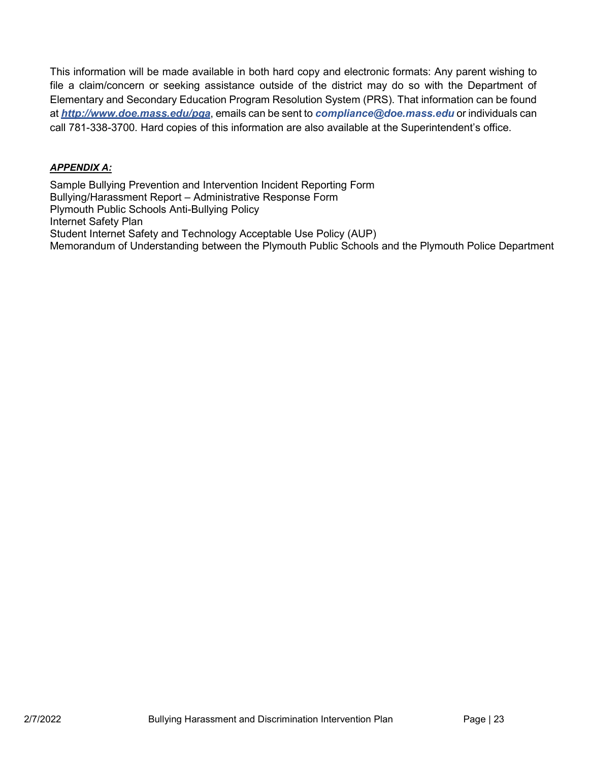This information will be made available in both hard copy and electronic formats: Any parent wishing to file a claim/concern or seeking assistance outside of the district may do so with the Department of Elementary and Secondary Education Program Resolution System (PRS). That information can be found at ***http://www.doe.mass.edu/pqa***, emails can be sent to ***compliance@doe.mass.edu*** or individuals can call 781-338-3700. Hard copies of this information are also available at the Superintendent's office.

***APPENDIX A:***

Sample Bullying Prevention and Intervention Incident Reporting Form
Bullying/Harassment Report – Administrative Response Form
Plymouth Public Schools Anti-Bullying Policy
Internet Safety Plan
Student Internet Safety and Technology Acceptable Use Policy (AUP)
Memorandum of Understanding between the Plymouth Public Schools and the Plymouth Police Department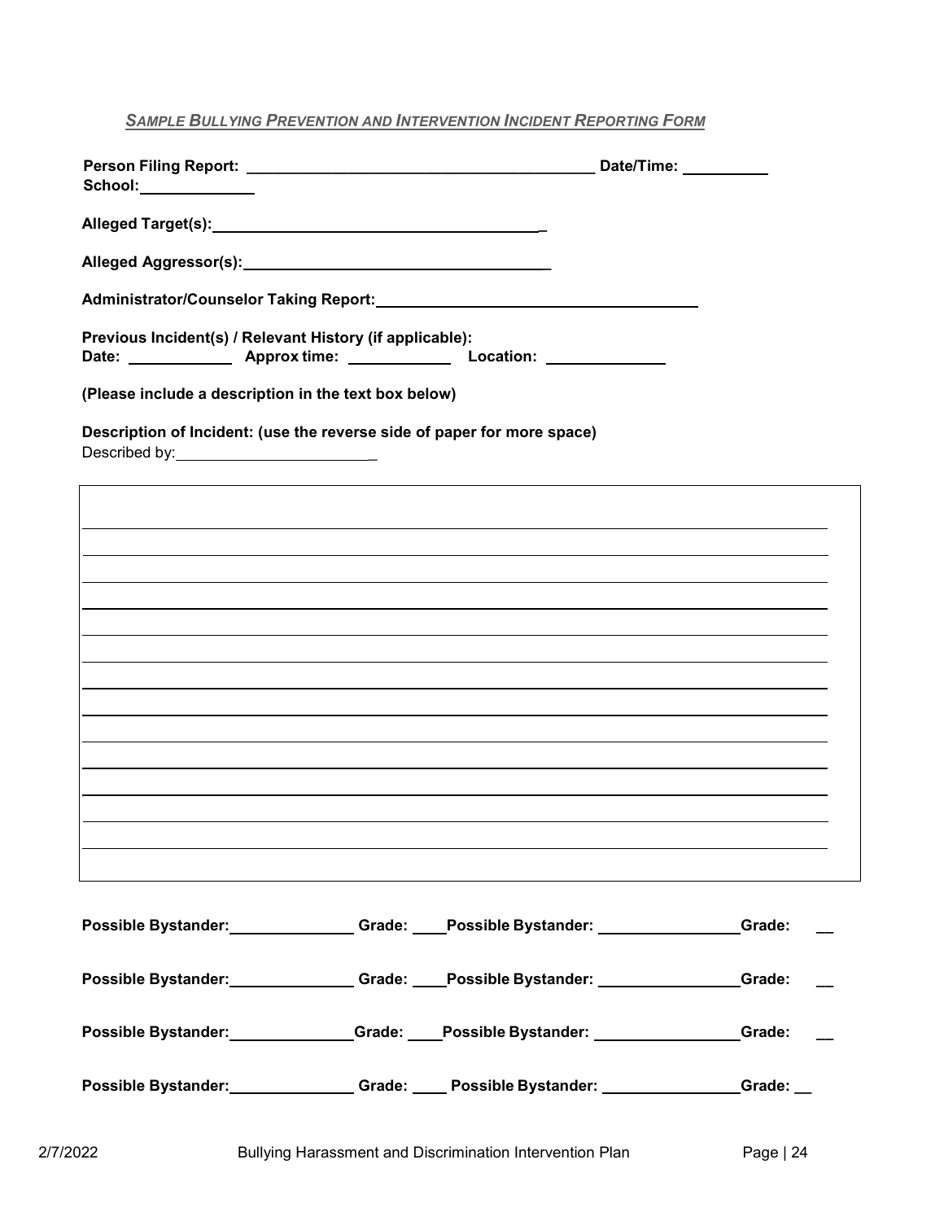***Sample Bullying Prevention and Intervention Incident Reporting Form***

**Person Filing Report:** ________________________________________ **Date/Time:** __________
**School:** _____________

**Alleged Target(s):** ________________________________________

**Alleged Aggressor(s):** ____________________________________

**Administrator/Counselor Taking Report:** ____________________________________

**Previous Incident(s) / Relevant History (if applicable):**
**Date:** ____________ **Approx time:** ____________ **Location:** ______________

**(Please include a description in the text box below)**

**Description of Incident: (use the reverse side of paper for more space)**
Described by: ________________________

______________________________________________________________________________
______________________________________________________________________________
______________________________________________________________________________
______________________________________________________________________________
______________________________________________________________________________
______________________________________________________________________________
______________________________________________________________________________
______________________________________________________________________________
______________________________________________________________________________
______________________________________________________________________________
______________________________________________________________________________
______________________________________________________________________________
______________________________________________________________________________
______________________________________________________________________________

**Possible Bystander:** ______________ **Grade:** ____ **Possible Bystander:** ________________ **Grade:** __

**Possible Bystander:** ______________ **Grade:** ____ **Possible Bystander:** ________________ **Grade:** __

**Possible Bystander:** ______________ **Grade:** ____ **Possible Bystander:** ________________ **Grade:** __

**Possible Bystander:** ______________ **Grade:** ____ **Possible Bystander:** ________________ **Grade:** __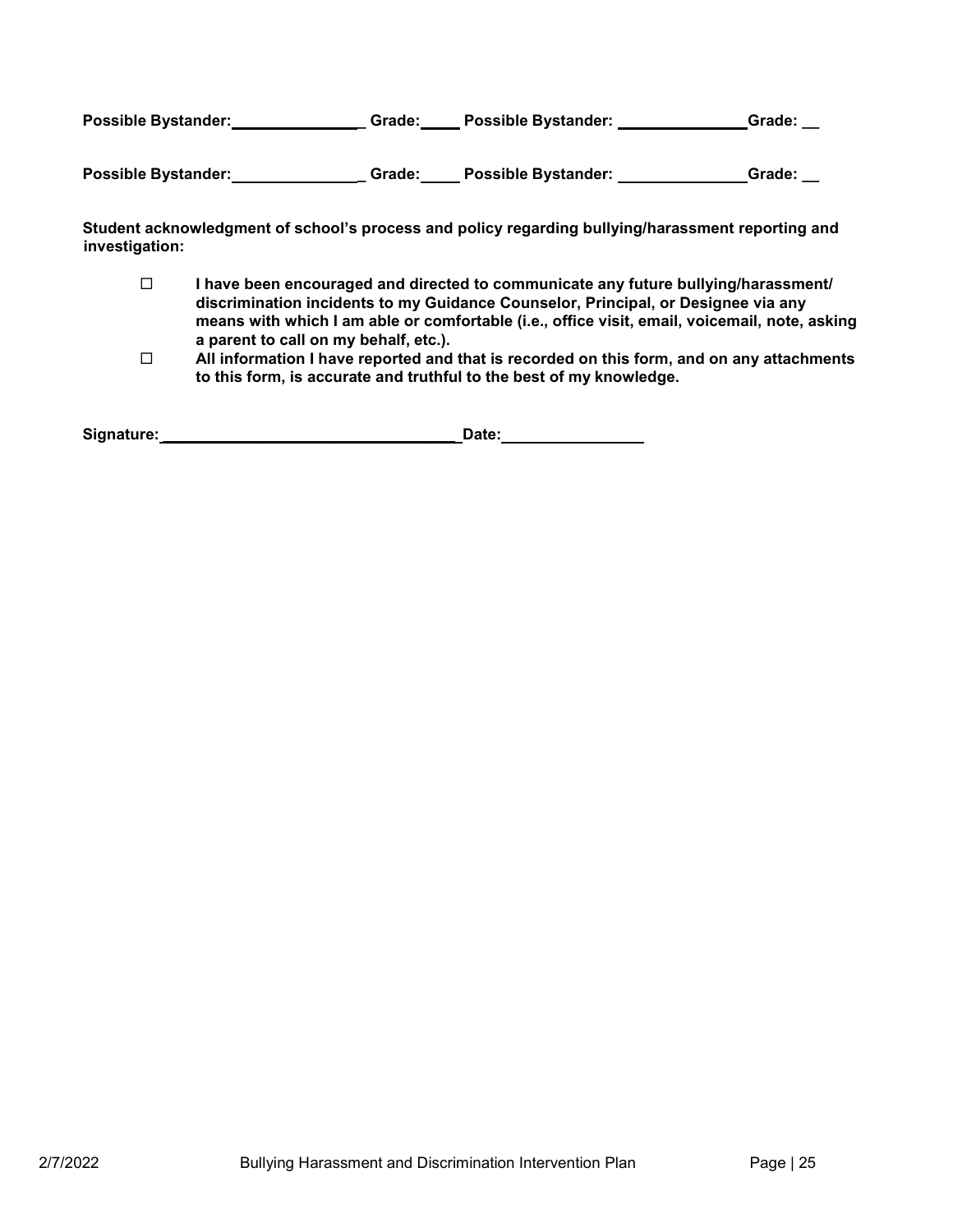**Possible Bystander:**\_\_\_\_\_\_\_\_\_\_\_\_\_\_\_ **Grade:**\_\_\_\_\_ **Possible Bystander:** \_\_\_\_\_\_\_\_\_\_\_\_\_\_\_**Grade:** \_\_

**Possible Bystander:**\_\_\_\_\_\_\_\_\_\_\_\_\_\_\_ **Grade:**\_\_\_\_\_ **Possible Bystander:** \_\_\_\_\_\_\_\_\_\_\_\_\_\_\_**Grade:** \_\_

**Student acknowledgment of school's process and policy regarding bullying/harassment reporting and investigation:**

- ☐ **I have been encouraged and directed to communicate any future bullying/harassment/ discrimination incidents to my Guidance Counselor, Principal, or Designee via any means with which I am able or comfortable (i.e., office visit, email, voicemail, note, asking a parent to call on my behalf, etc.).**
- ☐ **All information I have reported and that is recorded on this form, and on any attachments to this form, is accurate and truthful to the best of my knowledge.**

**Signature:**\_\_\_\_\_\_\_\_\_\_\_\_\_\_\_\_\_\_\_\_\_\_\_\_\_\_\_\_\_\_\_\_\_\_\_ **Date:**\_\_\_\_\_\_\_\_\_\_\_\_\_\_\_\_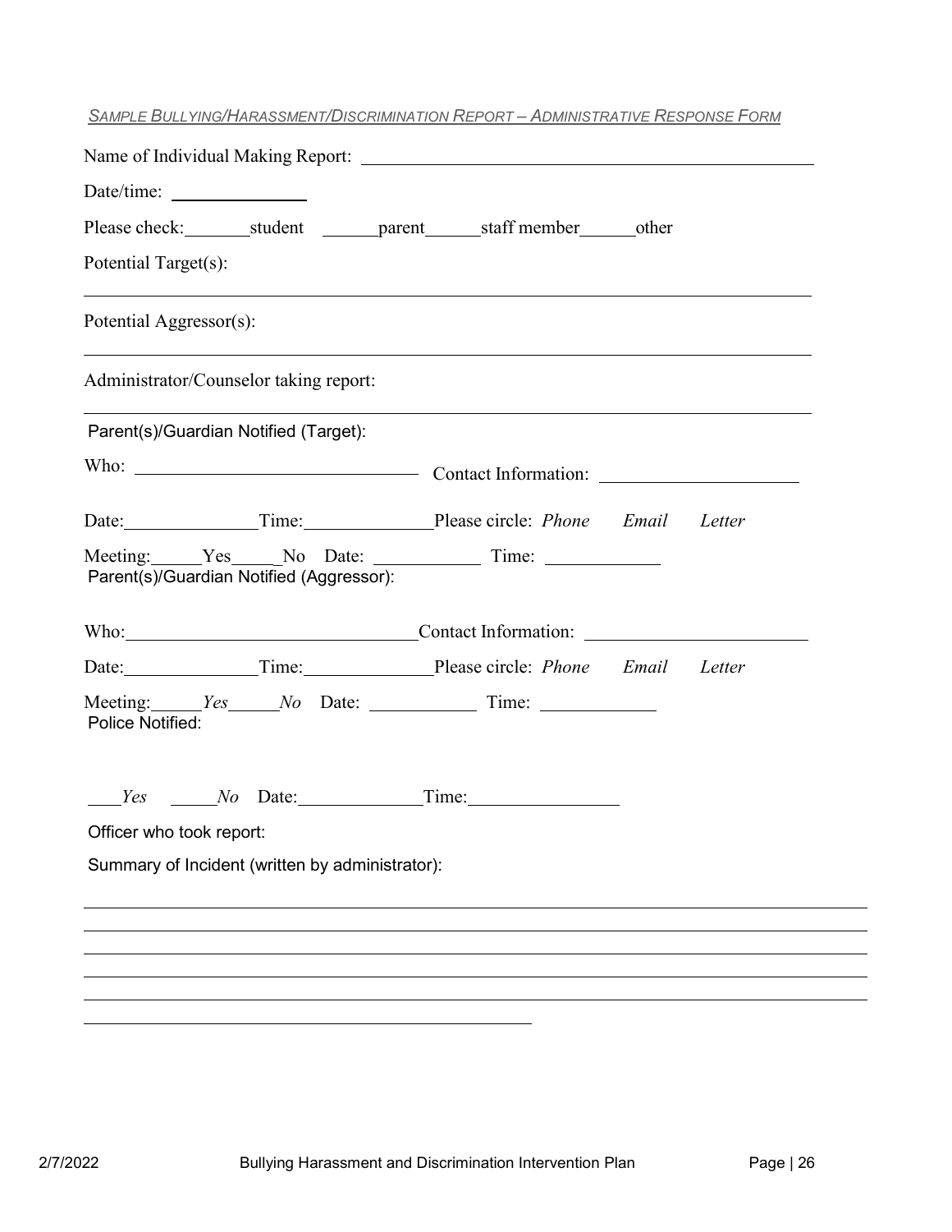*SAMPLE BULLYING/HARASSMENT/DISCRIMINATION REPORT – ADMINISTRATIVE RESPONSE FORM*

Name of Individual Making Report: ______________________________________________

Date/time: ______________

Please check: _______ student _______ parent _______ staff member _______ other

Potential Target(s):

______________________________________________________________________

Potential Aggressor(s):

______________________________________________________________________

Administrator/Counselor taking report:

______________________________________________________________________

Parent(s)/Guardian Notified (Target):

Who: ______________________________ Contact Information: ____________________

Date: ______________ Time: ______________ Please circle: *Phone* *Email* *Letter*

Meeting: _____ Yes _____ No Date: ___________ Time: ____________

Parent(s)/Guardian Notified (Aggressor):

Who: ______________________________ Contact Information: ____________________

Date: ______________ Time: ______________ Please circle: *Phone* *Email* *Letter*

Meeting: _____ *Yes* _____ *No* Date: ___________ Time: ____________

Police Notified:

____ *Yes* _____ *No* Date: ______________ Time: ________________

Officer who took report:

Summary of Incident (written by administrator):

______________________________________________________________________

______________________________________________________________________

______________________________________________________________________

______________________________________________________________________

______________________________________________________________________

______________________________________________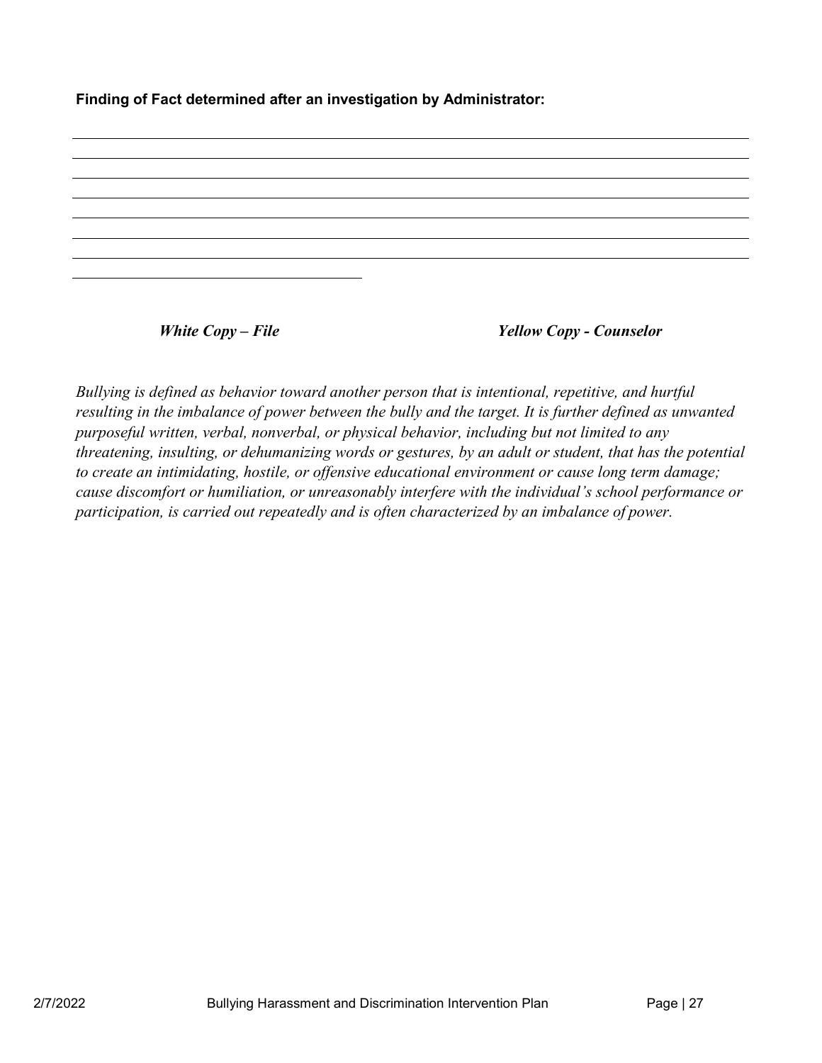**Finding of Fact determined after an investigation by Administrator:**

_______________________________________________________________________________________
_______________________________________________________________________________________
_______________________________________________________________________________________
_______________________________________________________________________________________
_______________________________________________________________________________________
_______________________________________________________________________________________
_______________________________________________________________________________________
_________________________________

***White Copy – File*** ***Yellow Copy - Counselor***

*Bullying is defined as behavior toward another person that is intentional, repetitive, and hurtful resulting in the imbalance of power between the bully and the target. It is further defined as unwanted purposeful written, verbal, nonverbal, or physical behavior, including but not limited to any threatening, insulting, or dehumanizing words or gestures, by an adult or student, that has the potential to create an intimidating, hostile, or offensive educational environment or cause long term damage; cause discomfort or humiliation, or unreasonably interfere with the individual's school performance or participation, is carried out repeatedly and is often characterized by an imbalance of power.*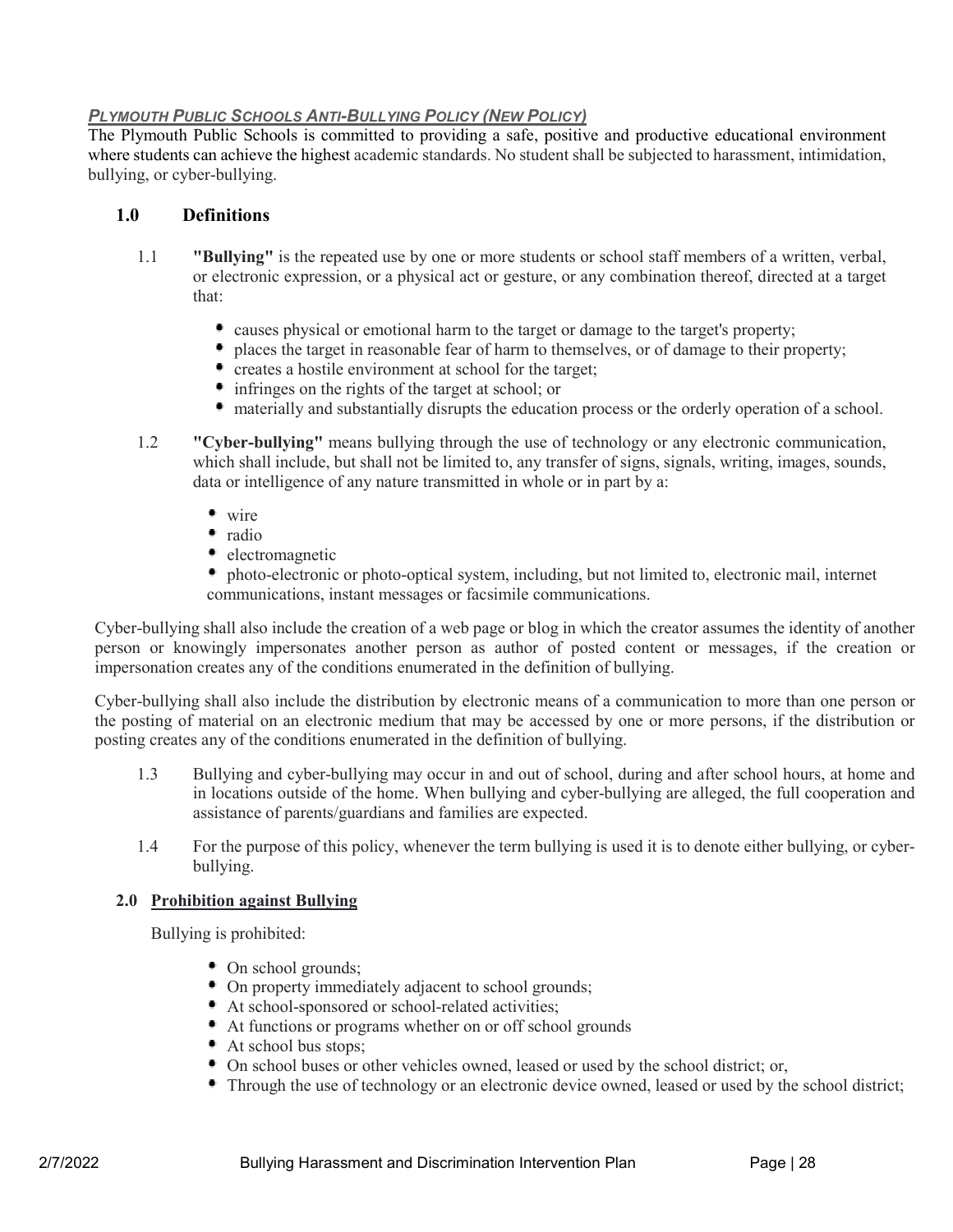***PLYMOUTH PUBLIC SCHOOLS ANTI-BULLYING POLICY (NEW POLICY)***

The Plymouth Public Schools is committed to providing a safe, positive and productive educational environment where students can achieve the highest academic standards. No student shall be subjected to harassment, intimidation, bullying, or cyber-bullying.

## 1.0 Definitions

1.1 **"Bullying"** is the repeated use by one or more students or school staff members of a written, verbal, or electronic expression, or a physical act or gesture, or any combination thereof, directed at a target that:

- causes physical or emotional harm to the target or damage to the target's property;
- places the target in reasonable fear of harm to themselves, or of damage to their property;
- creates a hostile environment at school for the target;
- infringes on the rights of the target at school; or
- materially and substantially disrupts the education process or the orderly operation of a school.

1.2 **"Cyber-bullying"** means bullying through the use of technology or any electronic communication, which shall include, but shall not be limited to, any transfer of signs, signals, writing, images, sounds, data or intelligence of any nature transmitted in whole or in part by a:

- wire
- radio
- electromagnetic
- photo-electronic or photo-optical system, including, but not limited to, electronic mail, internet communications, instant messages or facsimile communications.

Cyber-bullying shall also include the creation of a web page or blog in which the creator assumes the identity of another person or knowingly impersonates another person as author of posted content or messages, if the creation or impersonation creates any of the conditions enumerated in the definition of bullying.

Cyber-bullying shall also include the distribution by electronic means of a communication to more than one person or the posting of material on an electronic medium that may be accessed by one or more persons, if the distribution or posting creates any of the conditions enumerated in the definition of bullying.

1.3 Bullying and cyber-bullying may occur in and out of school, during and after school hours, at home and in locations outside of the home. When bullying and cyber-bullying are alleged, the full cooperation and assistance of parents/guardians and families are expected.

1.4 For the purpose of this policy, whenever the term bullying is used it is to denote either bullying, or cyber-bullying.

### 2.0 Prohibition against Bullying

Bullying is prohibited:

- On school grounds;
- On property immediately adjacent to school grounds;
- At school-sponsored or school-related activities;
- At functions or programs whether on or off school grounds
- At school bus stops;
- On school buses or other vehicles owned, leased or used by the school district; or,
- Through the use of technology or an electronic device owned, leased or used by the school district;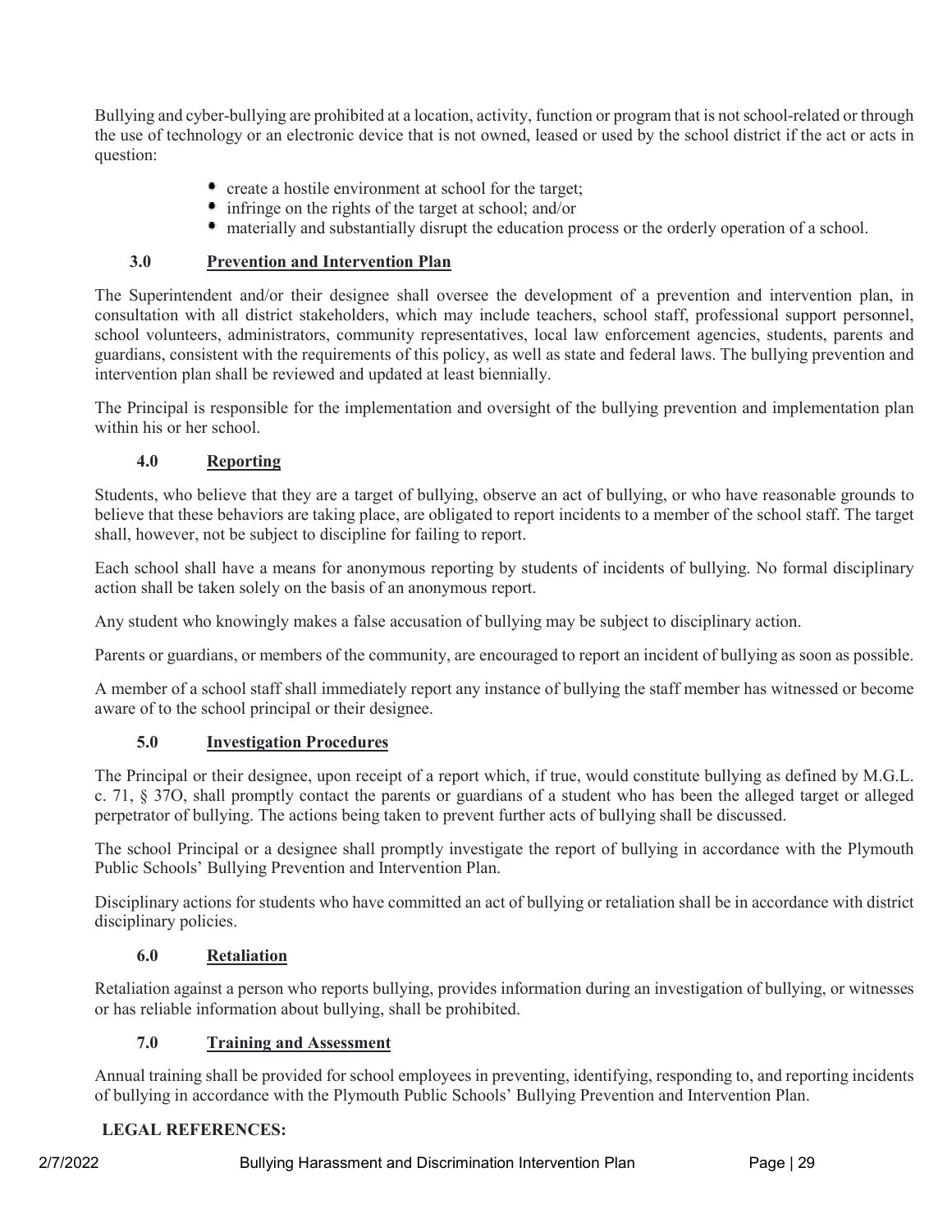Bullying and cyber-bullying are prohibited at a location, activity, function or program that is not school-related or through the use of technology or an electronic device that is not owned, leased or used by the school district if the act or acts in question:

- create a hostile environment at school for the target;
- infringe on the rights of the target at school; and/or
- materially and substantially disrupt the education process or the orderly operation of a school.

### 3.0 Prevention and Intervention Plan

The Superintendent and/or their designee shall oversee the development of a prevention and intervention plan, in consultation with all district stakeholders, which may include teachers, school staff, professional support personnel, school volunteers, administrators, community representatives, local law enforcement agencies, students, parents and guardians, consistent with the requirements of this policy, as well as state and federal laws. The bullying prevention and intervention plan shall be reviewed and updated at least biennially.

The Principal is responsible for the implementation and oversight of the bullying prevention and implementation plan within his or her school.

### 4.0 Reporting

Students, who believe that they are a target of bullying, observe an act of bullying, or who have reasonable grounds to believe that these behaviors are taking place, are obligated to report incidents to a member of the school staff. The target shall, however, not be subject to discipline for failing to report.

Each school shall have a means for anonymous reporting by students of incidents of bullying. No formal disciplinary action shall be taken solely on the basis of an anonymous report.

Any student who knowingly makes a false accusation of bullying may be subject to disciplinary action.

Parents or guardians, or members of the community, are encouraged to report an incident of bullying as soon as possible.

A member of a school staff shall immediately report any instance of bullying the staff member has witnessed or become aware of to the school principal or their designee.

### 5.0 Investigation Procedures

The Principal or their designee, upon receipt of a report which, if true, would constitute bullying as defined by M.G.L. c. 71, § 37O, shall promptly contact the parents or guardians of a student who has been the alleged target or alleged perpetrator of bullying. The actions being taken to prevent further acts of bullying shall be discussed.

The school Principal or a designee shall promptly investigate the report of bullying in accordance with the Plymouth Public Schools' Bullying Prevention and Intervention Plan.

Disciplinary actions for students who have committed an act of bullying or retaliation shall be in accordance with district disciplinary policies.

### 6.0 Retaliation

Retaliation against a person who reports bullying, provides information during an investigation of bullying, or witnesses or has reliable information about bullying, shall be prohibited.

### 7.0 Training and Assessment

Annual training shall be provided for school employees in preventing, identifying, responding to, and reporting incidents of bullying in accordance with the Plymouth Public Schools' Bullying Prevention and Intervention Plan.

**LEGAL REFERENCES:**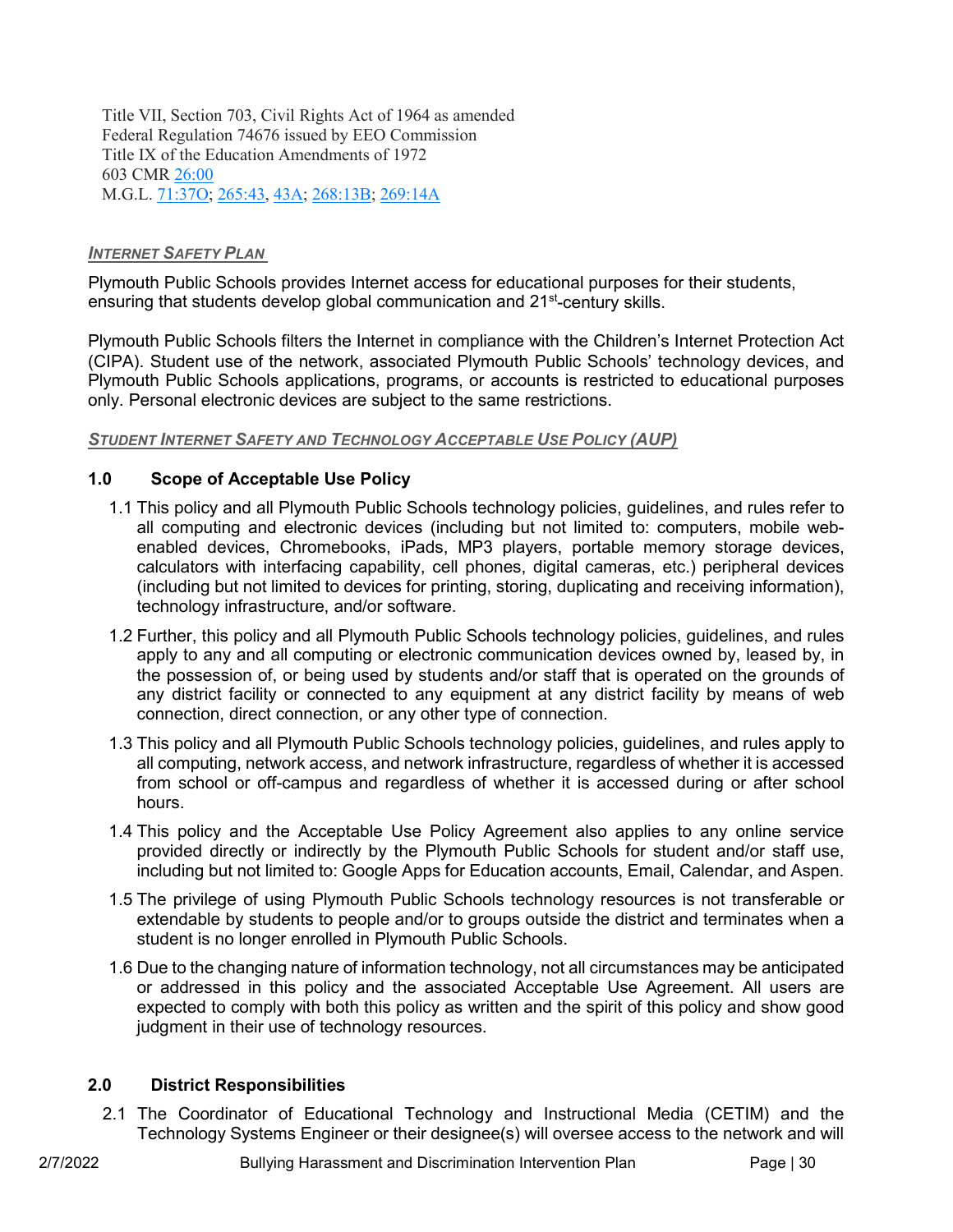Title VII, Section 703, Civil Rights Act of 1964 as amended
Federal Regulation 74676 issued by EEO Commission
Title IX of the Education Amendments of 1972
603 CMR 26:00
M.G.L. 71:37O; 265:43, 43A; 268:13B; 269:14A

***INTERNET SAFETY PLAN***

Plymouth Public Schools provides Internet access for educational purposes for their students, ensuring that students develop global communication and 21st-century skills.

Plymouth Public Schools filters the Internet in compliance with the Children's Internet Protection Act (CIPA). Student use of the network, associated Plymouth Public Schools' technology devices, and Plymouth Public Schools applications, programs, or accounts is restricted to educational purposes only. Personal electronic devices are subject to the same restrictions.

***STUDENT INTERNET SAFETY AND TECHNOLOGY ACCEPTABLE USE POLICY (AUP)***

### 1.0 Scope of Acceptable Use Policy

1.1 This policy and all Plymouth Public Schools technology policies, guidelines, and rules refer to all computing and electronic devices (including but not limited to: computers, mobile web-enabled devices, Chromebooks, iPads, MP3 players, portable memory storage devices, calculators with interfacing capability, cell phones, digital cameras, etc.) peripheral devices (including but not limited to devices for printing, storing, duplicating and receiving information), technology infrastructure, and/or software.

1.2 Further, this policy and all Plymouth Public Schools technology policies, guidelines, and rules apply to any and all computing or electronic communication devices owned by, leased by, in the possession of, or being used by students and/or staff that is operated on the grounds of any district facility or connected to any equipment at any district facility by means of web connection, direct connection, or any other type of connection.

1.3 This policy and all Plymouth Public Schools technology policies, guidelines, and rules apply to all computing, network access, and network infrastructure, regardless of whether it is accessed from school or off-campus and regardless of whether it is accessed during or after school hours.

1.4 This policy and the Acceptable Use Policy Agreement also applies to any online service provided directly or indirectly by the Plymouth Public Schools for student and/or staff use, including but not limited to: Google Apps for Education accounts, Email, Calendar, and Aspen.

1.5 The privilege of using Plymouth Public Schools technology resources is not transferable or extendable by students to people and/or to groups outside the district and terminates when a student is no longer enrolled in Plymouth Public Schools.

1.6 Due to the changing nature of information technology, not all circumstances may be anticipated or addressed in this policy and the associated Acceptable Use Agreement. All users are expected to comply with both this policy as written and the spirit of this policy and show good judgment in their use of technology resources.

### 2.0 District Responsibilities

2.1 The Coordinator of Educational Technology and Instructional Media (CETIM) and the Technology Systems Engineer or their designee(s) will oversee access to the network and will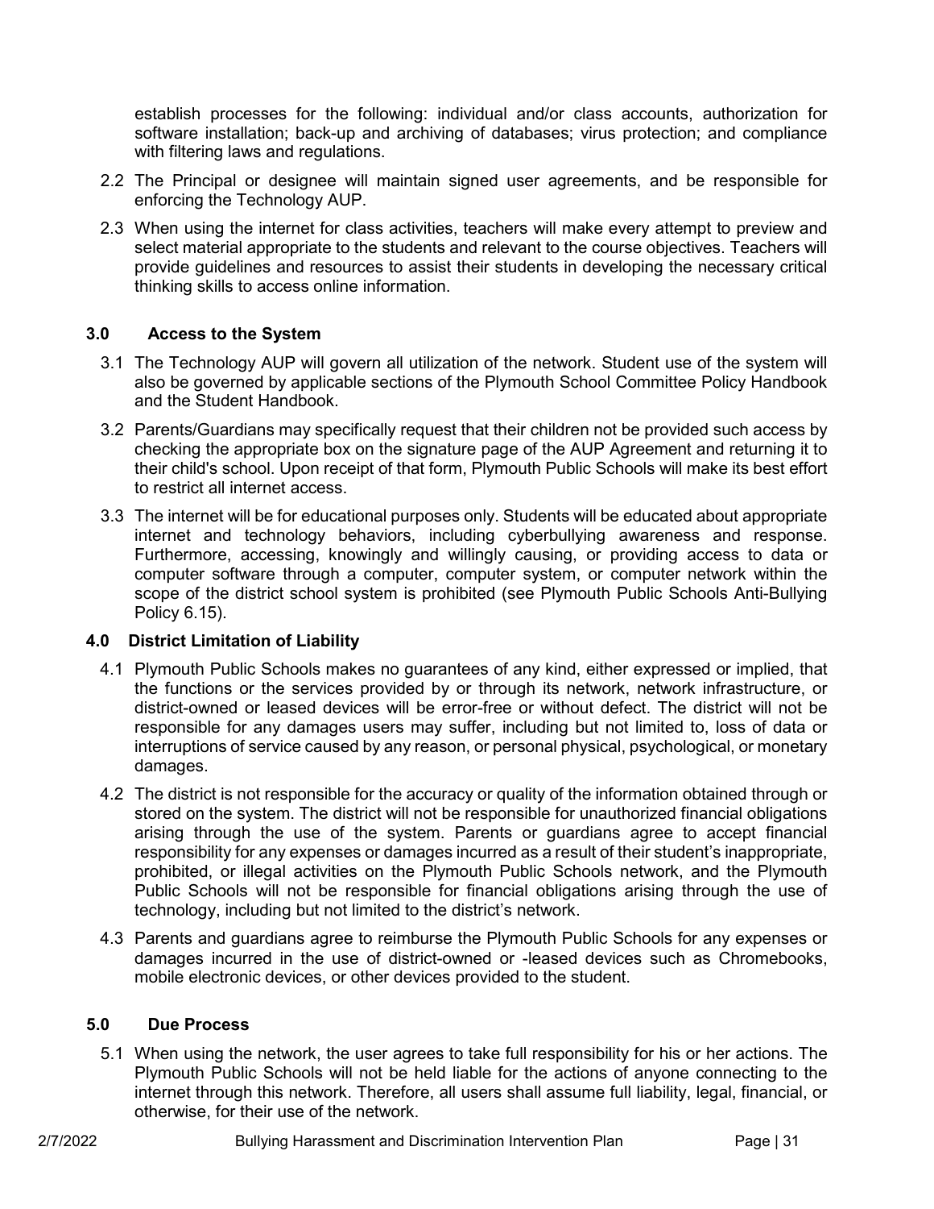establish processes for the following: individual and/or class accounts, authorization for software installation; back-up and archiving of databases; virus protection; and compliance with filtering laws and regulations.

2.2 The Principal or designee will maintain signed user agreements, and be responsible for enforcing the Technology AUP.

2.3 When using the internet for class activities, teachers will make every attempt to preview and select material appropriate to the students and relevant to the course objectives. Teachers will provide guidelines and resources to assist their students in developing the necessary critical thinking skills to access online information.

### 3.0 Access to the System

3.1 The Technology AUP will govern all utilization of the network. Student use of the system will also be governed by applicable sections of the Plymouth School Committee Policy Handbook and the Student Handbook.

3.2 Parents/Guardians may specifically request that their children not be provided such access by checking the appropriate box on the signature page of the AUP Agreement and returning it to their child's school. Upon receipt of that form, Plymouth Public Schools will make its best effort to restrict all internet access.

3.3 The internet will be for educational purposes only. Students will be educated about appropriate internet and technology behaviors, including cyberbullying awareness and response. Furthermore, accessing, knowingly and willingly causing, or providing access to data or computer software through a computer, computer system, or computer network within the scope of the district school system is prohibited (see Plymouth Public Schools Anti-Bullying Policy 6.15).

### 4.0 District Limitation of Liability

4.1 Plymouth Public Schools makes no guarantees of any kind, either expressed or implied, that the functions or the services provided by or through its network, network infrastructure, or district-owned or leased devices will be error-free or without defect. The district will not be responsible for any damages users may suffer, including but not limited to, loss of data or interruptions of service caused by any reason, or personal physical, psychological, or monetary damages.

4.2 The district is not responsible for the accuracy or quality of the information obtained through or stored on the system. The district will not be responsible for unauthorized financial obligations arising through the use of the system. Parents or guardians agree to accept financial responsibility for any expenses or damages incurred as a result of their student's inappropriate, prohibited, or illegal activities on the Plymouth Public Schools network, and the Plymouth Public Schools will not be responsible for financial obligations arising through the use of technology, including but not limited to the district's network.

4.3 Parents and guardians agree to reimburse the Plymouth Public Schools for any expenses or damages incurred in the use of district-owned or -leased devices such as Chromebooks, mobile electronic devices, or other devices provided to the student.

### 5.0 Due Process

5.1 When using the network, the user agrees to take full responsibility for his or her actions. The Plymouth Public Schools will not be held liable for the actions of anyone connecting to the internet through this network. Therefore, all users shall assume full liability, legal, financial, or otherwise, for their use of the network.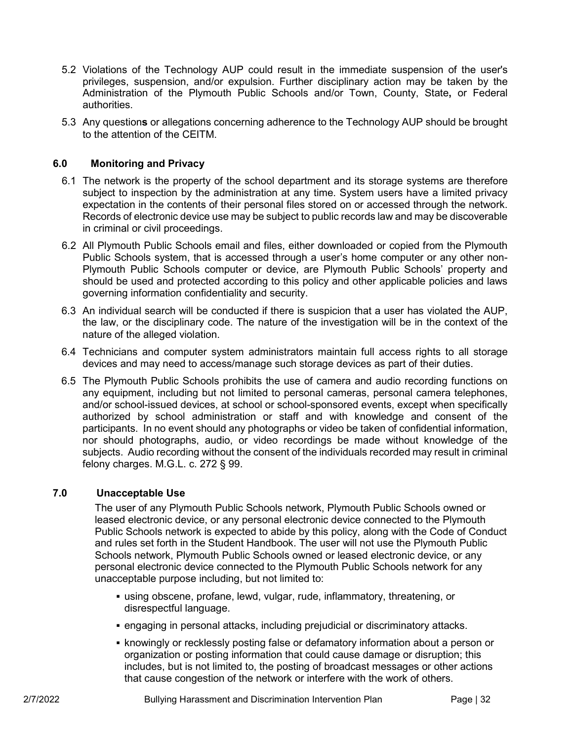5.2 Violations of the Technology AUP could result in the immediate suspension of the user's privileges, suspension, and/or expulsion. Further disciplinary action may be taken by the Administration of the Plymouth Public Schools and/or Town, County, State**,** or Federal authorities.

5.3 Any question**s** or allegations concerning adherence to the Technology AUP should be brought to the attention of the CEITM.

### 6.0 Monitoring and Privacy

6.1 The network is the property of the school department and its storage systems are therefore subject to inspection by the administration at any time. System users have a limited privacy expectation in the contents of their personal files stored on or accessed through the network. Records of electronic device use may be subject to public records law and may be discoverable in criminal or civil proceedings.

6.2 All Plymouth Public Schools email and files, either downloaded or copied from the Plymouth Public Schools system, that is accessed through a user's home computer or any other non-Plymouth Public Schools computer or device, are Plymouth Public Schools' property and should be used and protected according to this policy and other applicable policies and laws governing information confidentiality and security.

6.3 An individual search will be conducted if there is suspicion that a user has violated the AUP, the law, or the disciplinary code. The nature of the investigation will be in the context of the nature of the alleged violation.

6.4 Technicians and computer system administrators maintain full access rights to all storage devices and may need to access/manage such storage devices as part of their duties.

6.5 The Plymouth Public Schools prohibits the use of camera and audio recording functions on any equipment, including but not limited to personal cameras, personal camera telephones, and/or school-issued devices, at school or school-sponsored events, except when specifically authorized by school administration or staff and with knowledge and consent of the participants. In no event should any photographs or video be taken of confidential information, nor should photographs, audio, or video recordings be made without knowledge of the subjects. Audio recording without the consent of the individuals recorded may result in criminal felony charges. M.G.L. c. 272 § 99.

### 7.0 Unacceptable Use

The user of any Plymouth Public Schools network, Plymouth Public Schools owned or leased electronic device, or any personal electronic device connected to the Plymouth Public Schools network is expected to abide by this policy, along with the Code of Conduct and rules set forth in the Student Handbook. The user will not use the Plymouth Public Schools network, Plymouth Public Schools owned or leased electronic device, or any personal electronic device connected to the Plymouth Public Schools network for any unacceptable purpose including, but not limited to:

- using obscene, profane, lewd, vulgar, rude, inflammatory, threatening, or disrespectful language.
- engaging in personal attacks, including prejudicial or discriminatory attacks.
- knowingly or recklessly posting false or defamatory information about a person or organization or posting information that could cause damage or disruption; this includes, but is not limited to, the posting of broadcast messages or other actions that cause congestion of the network or interfere with the work of others.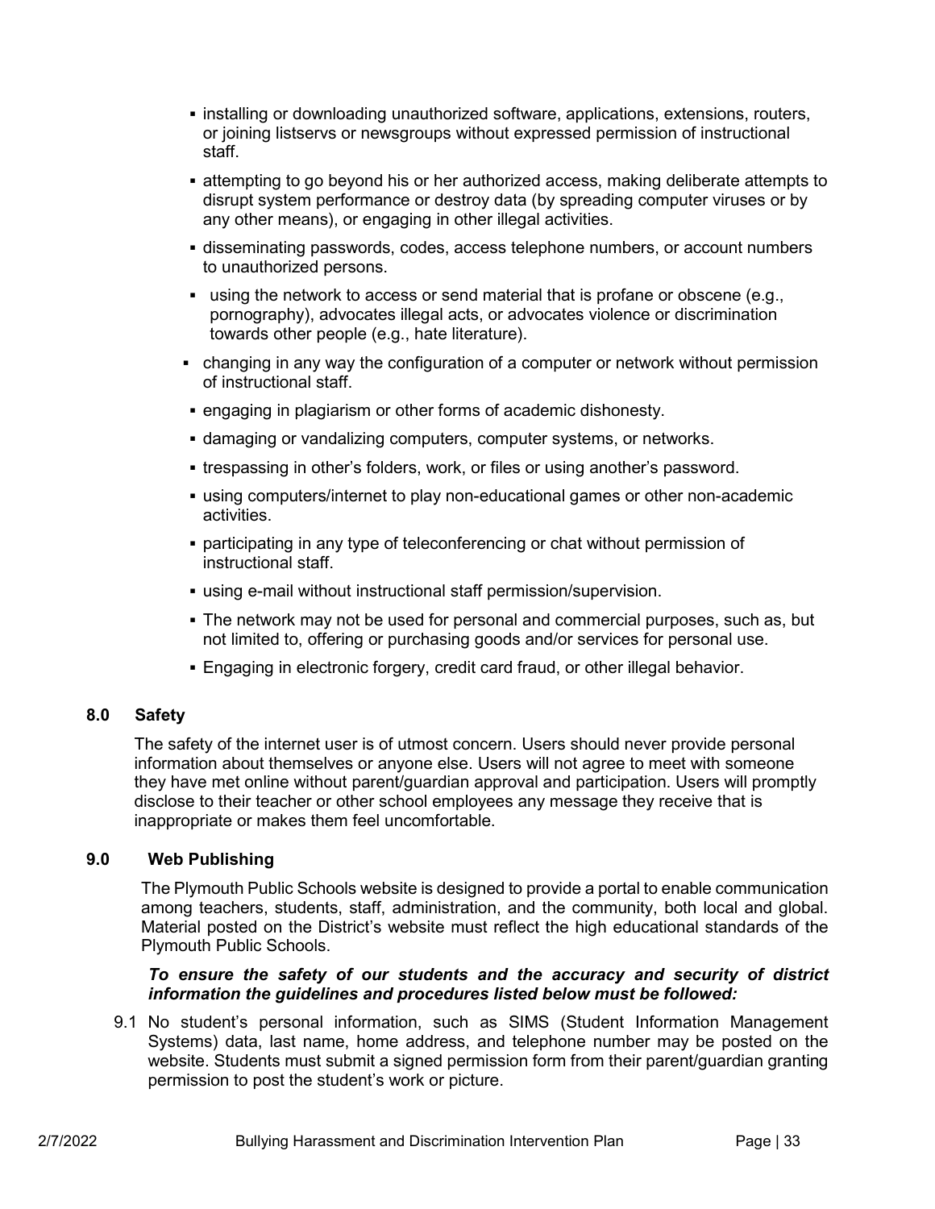- installing or downloading unauthorized software, applications, extensions, routers, or joining listservs or newsgroups without expressed permission of instructional staff.
- attempting to go beyond his or her authorized access, making deliberate attempts to disrupt system performance or destroy data (by spreading computer viruses or by any other means), or engaging in other illegal activities.
- disseminating passwords, codes, access telephone numbers, or account numbers to unauthorized persons.
- using the network to access or send material that is profane or obscene (e.g., pornography), advocates illegal acts, or advocates violence or discrimination towards other people (e.g., hate literature).
- changing in any way the configuration of a computer or network without permission of instructional staff.
- engaging in plagiarism or other forms of academic dishonesty.
- damaging or vandalizing computers, computer systems, or networks.
- trespassing in other's folders, work, or files or using another's password.
- using computers/internet to play non-educational games or other non-academic activities.
- participating in any type of teleconferencing or chat without permission of instructional staff.
- using e-mail without instructional staff permission/supervision.
- The network may not be used for personal and commercial purposes, such as, but not limited to, offering or purchasing goods and/or services for personal use.
- Engaging in electronic forgery, credit card fraud, or other illegal behavior.

### 8.0 Safety

The safety of the internet user is of utmost concern. Users should never provide personal information about themselves or anyone else. Users will not agree to meet with someone they have met online without parent/guardian approval and participation. Users will promptly disclose to their teacher or other school employees any message they receive that is inappropriate or makes them feel uncomfortable.

### 9.0 Web Publishing

The Plymouth Public Schools website is designed to provide a portal to enable communication among teachers, students, staff, administration, and the community, both local and global. Material posted on the District's website must reflect the high educational standards of the Plymouth Public Schools.

***To ensure the safety of our students and the accuracy and security of district information the guidelines and procedures listed below must be followed:***

9.1 No student's personal information, such as SIMS (Student Information Management Systems) data, last name, home address, and telephone number may be posted on the website. Students must submit a signed permission form from their parent/guardian granting permission to post the student's work or picture.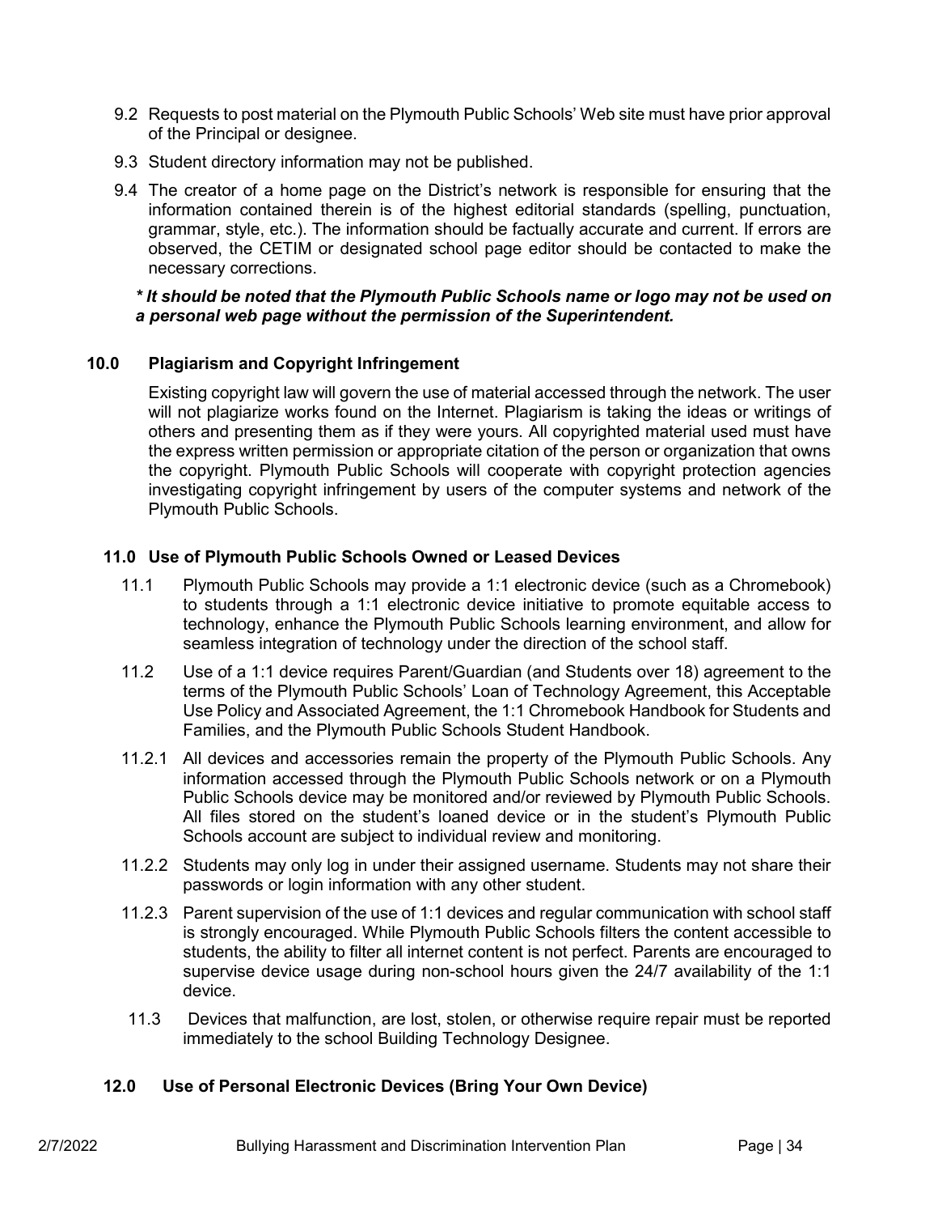9.2 Requests to post material on the Plymouth Public Schools' Web site must have prior approval of the Principal or designee.

9.3 Student directory information may not be published.

9.4 The creator of a home page on the District's network is responsible for ensuring that the information contained therein is of the highest editorial standards (spelling, punctuation, grammar, style, etc.). The information should be factually accurate and current. If errors are observed, the CETIM or designated school page editor should be contacted to make the necessary corrections.

***\* It should be noted that the Plymouth Public Schools name or logo may not be used on a personal web page without the permission of the Superintendent.***

## 10.0 Plagiarism and Copyright Infringement

Existing copyright law will govern the use of material accessed through the network. The user will not plagiarize works found on the Internet. Plagiarism is taking the ideas or writings of others and presenting them as if they were yours. All copyrighted material used must have the express written permission or appropriate citation of the person or organization that owns the copyright. Plymouth Public Schools will cooperate with copyright protection agencies investigating copyright infringement by users of the computer systems and network of the Plymouth Public Schools.

## 11.0 Use of Plymouth Public Schools Owned or Leased Devices

11.1 Plymouth Public Schools may provide a 1:1 electronic device (such as a Chromebook) to students through a 1:1 electronic device initiative to promote equitable access to technology, enhance the Plymouth Public Schools learning environment, and allow for seamless integration of technology under the direction of the school staff.

11.2 Use of a 1:1 device requires Parent/Guardian (and Students over 18) agreement to the terms of the Plymouth Public Schools' Loan of Technology Agreement, this Acceptable Use Policy and Associated Agreement, the 1:1 Chromebook Handbook for Students and Families, and the Plymouth Public Schools Student Handbook.

11.2.1 All devices and accessories remain the property of the Plymouth Public Schools. Any information accessed through the Plymouth Public Schools network or on a Plymouth Public Schools device may be monitored and/or reviewed by Plymouth Public Schools. All files stored on the student's loaned device or in the student's Plymouth Public Schools account are subject to individual review and monitoring.

11.2.2 Students may only log in under their assigned username. Students may not share their passwords or login information with any other student.

11.2.3 Parent supervision of the use of 1:1 devices and regular communication with school staff is strongly encouraged. While Plymouth Public Schools filters the content accessible to students, the ability to filter all internet content is not perfect. Parents are encouraged to supervise device usage during non-school hours given the 24/7 availability of the 1:1 device.

11.3 Devices that malfunction, are lost, stolen, or otherwise require repair must be reported immediately to the school Building Technology Designee.

## 12.0 Use of Personal Electronic Devices (Bring Your Own Device)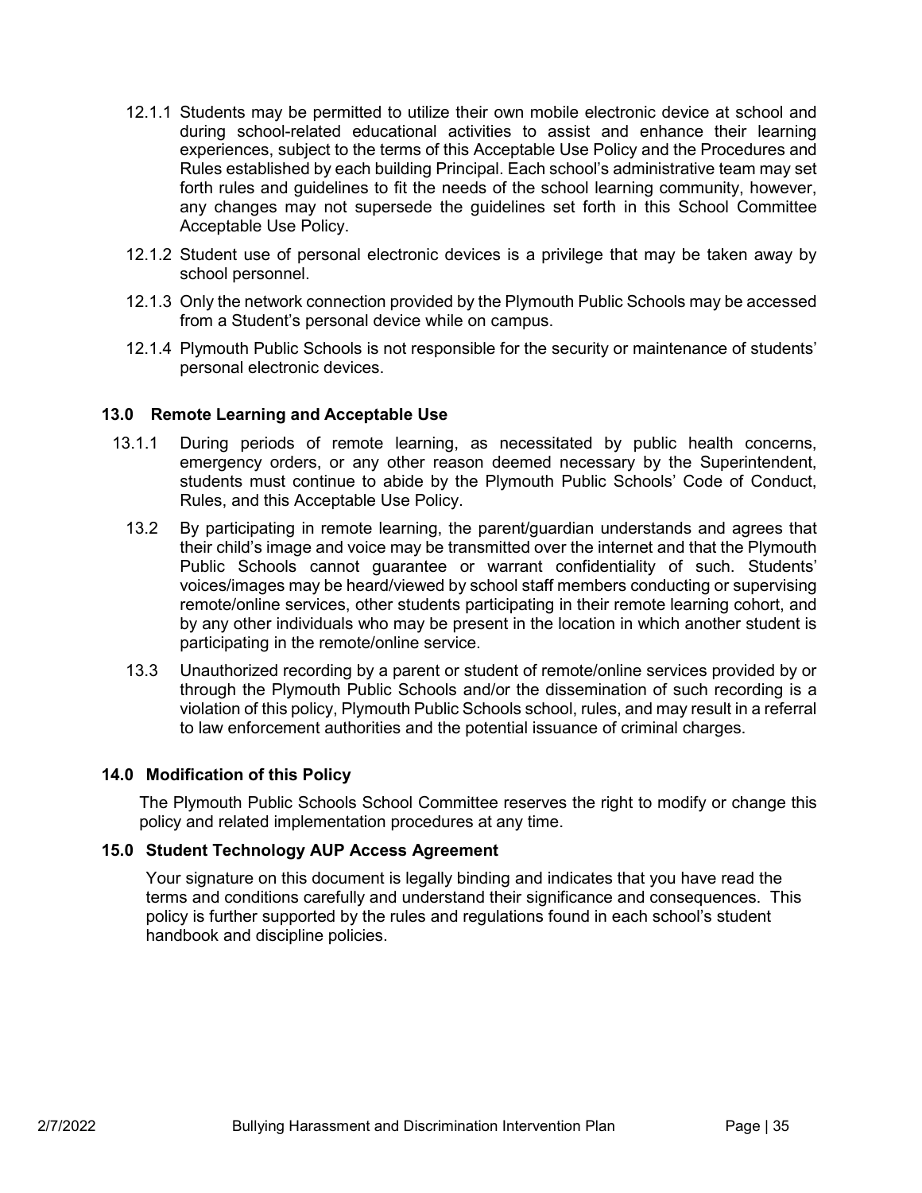12.1.1 Students may be permitted to utilize their own mobile electronic device at school and during school-related educational activities to assist and enhance their learning experiences, subject to the terms of this Acceptable Use Policy and the Procedures and Rules established by each building Principal. Each school's administrative team may set forth rules and guidelines to fit the needs of the school learning community, however, any changes may not supersede the guidelines set forth in this School Committee Acceptable Use Policy.

12.1.2 Student use of personal electronic devices is a privilege that may be taken away by school personnel.

12.1.3 Only the network connection provided by the Plymouth Public Schools may be accessed from a Student's personal device while on campus.

12.1.4 Plymouth Public Schools is not responsible for the security or maintenance of students' personal electronic devices.

### 13.0 Remote Learning and Acceptable Use

13.1.1 During periods of remote learning, as necessitated by public health concerns, emergency orders, or any other reason deemed necessary by the Superintendent, students must continue to abide by the Plymouth Public Schools' Code of Conduct, Rules, and this Acceptable Use Policy.

13.2 By participating in remote learning, the parent/guardian understands and agrees that their child's image and voice may be transmitted over the internet and that the Plymouth Public Schools cannot guarantee or warrant confidentiality of such. Students' voices/images may be heard/viewed by school staff members conducting or supervising remote/online services, other students participating in their remote learning cohort, and by any other individuals who may be present in the location in which another student is participating in the remote/online service.

13.3 Unauthorized recording by a parent or student of remote/online services provided by or through the Plymouth Public Schools and/or the dissemination of such recording is a violation of this policy, Plymouth Public Schools school, rules, and may result in a referral to law enforcement authorities and the potential issuance of criminal charges.

### 14.0 Modification of this Policy

The Plymouth Public Schools School Committee reserves the right to modify or change this policy and related implementation procedures at any time.

### 15.0 Student Technology AUP Access Agreement

Your signature on this document is legally binding and indicates that you have read the terms and conditions carefully and understand their significance and consequences. This policy is further supported by the rules and regulations found in each school's student handbook and discipline policies.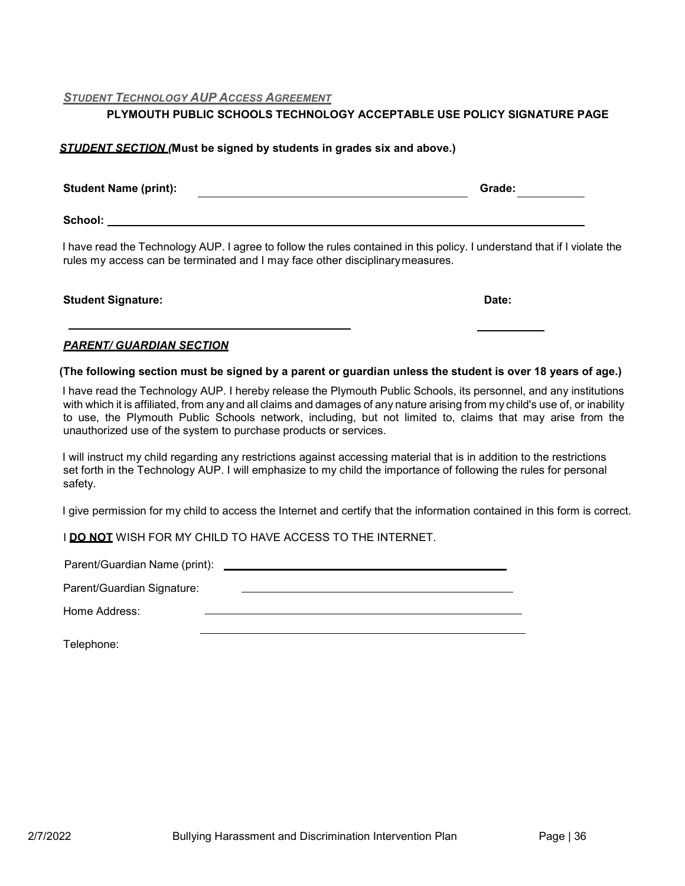***STUDENT TECHNOLOGY AUP ACCESS AGREEMENT***

**PLYMOUTH PUBLIC SCHOOLS TECHNOLOGY ACCEPTABLE USE POLICY SIGNATURE PAGE**

***STUDENT SECTION*** **(Must be signed by students in grades six and above.)**

**Student Name (print):** ______________________________ **Grade:** __________

**School:** ______________________________________________

I have read the Technology AUP. I agree to follow the rules contained in this policy. I understand that if I violate the rules my access can be terminated and I may face other disciplinary measures.

**Student Signature:** ______________________________ **Date:** __________

***PARENT/ GUARDIAN SECTION***

**(The following section must be signed by a parent or guardian unless the student is over 18 years of age.)**

I have read the Technology AUP. I hereby release the Plymouth Public Schools, its personnel, and any institutions with which it is affiliated, from any and all claims and damages of any nature arising from my child's use of, or inability to use, the Plymouth Public Schools network, including, but not limited to, claims that may arise from the unauthorized use of the system to purchase products or services.

I will instruct my child regarding any restrictions against accessing material that is in addition to the restrictions set forth in the Technology AUP. I will emphasize to my child the importance of following the rules for personal safety.

I give permission for my child to access the Internet and certify that the information contained in this form is correct.

I **DO NOT** WISH FOR MY CHILD TO HAVE ACCESS TO THE INTERNET.

Parent/Guardian Name (print): ______________________________

Parent/Guardian Signature: ______________________________

Home Address: ______________________________

______________________________

Telephone: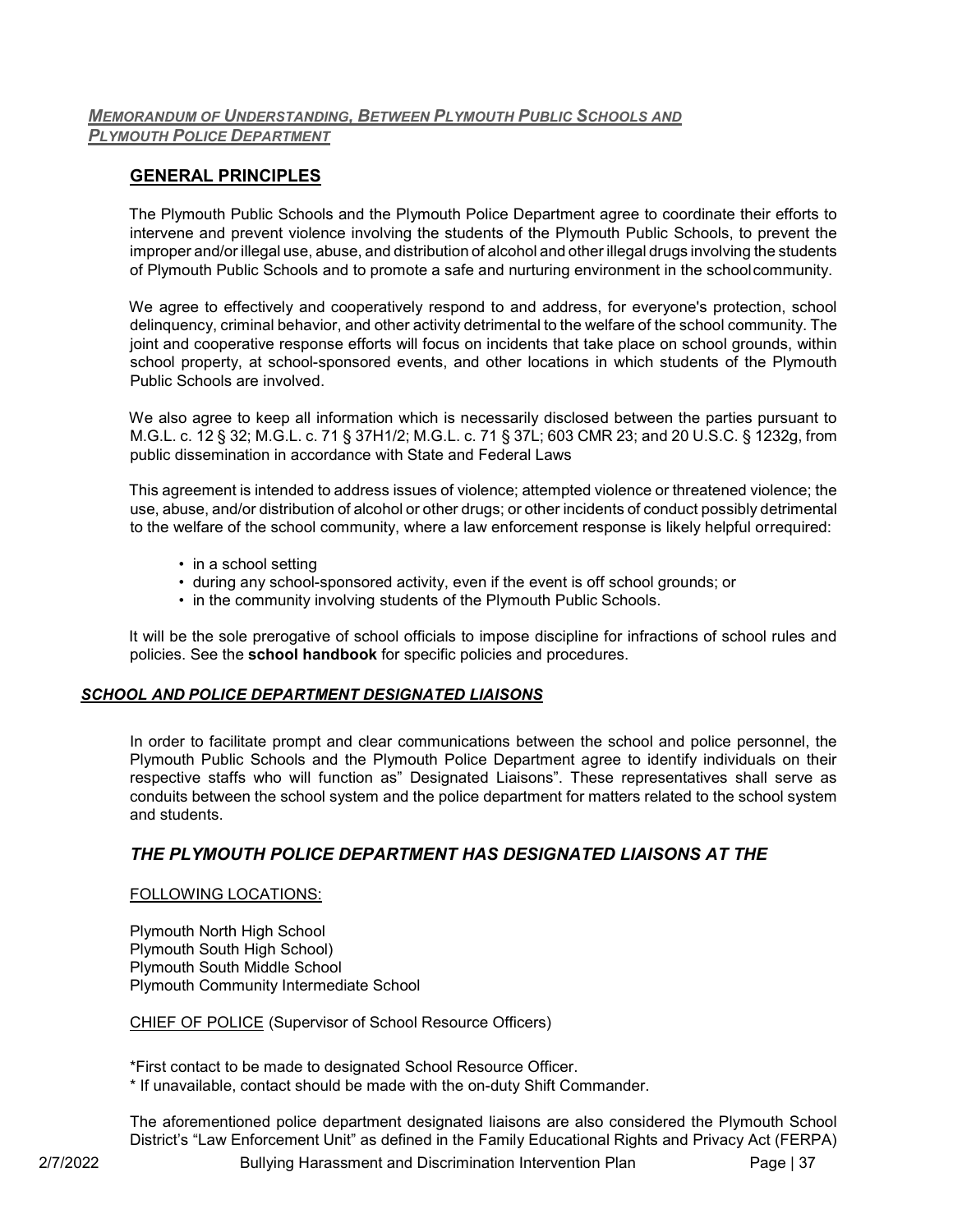***MEMORANDUM OF UNDERSTANDING, BETWEEN PLYMOUTH PUBLIC SCHOOLS AND PLYMOUTH POLICE DEPARTMENT***

## GENERAL PRINCIPLES

The Plymouth Public Schools and the Plymouth Police Department agree to coordinate their efforts to intervene and prevent violence involving the students of the Plymouth Public Schools, to prevent the improper and/or illegal use, abuse, and distribution of alcohol and other illegal drugs involving the students of Plymouth Public Schools and to promote a safe and nurturing environment in the school community.

We agree to effectively and cooperatively respond to and address, for everyone's protection, school delinquency, criminal behavior, and other activity detrimental to the welfare of the school community. The joint and cooperative response efforts will focus on incidents that take place on school grounds, within school property, at school-sponsored events, and other locations in which students of the Plymouth Public Schools are involved.

We also agree to keep all information which is necessarily disclosed between the parties pursuant to M.G.L. c. 12 § 32; M.G.L. c. 71 § 37H1/2; M.G.L. c. 71 § 37L; 603 CMR 23; and 20 U.S.C. § 1232g, from public dissemination in accordance with State and Federal Laws

This agreement is intended to address issues of violence; attempted violence or threatened violence; the use, abuse, and/or distribution of alcohol or other drugs; or other incidents of conduct possibly detrimental to the welfare of the school community, where a law enforcement response is likely helpful or required:

- in a school setting
- during any school-sponsored activity, even if the event is off school grounds; or
- in the community involving students of the Plymouth Public Schools.

It will be the sole prerogative of school officials to impose discipline for infractions of school rules and policies. See the **school handbook** for specific policies and procedures.

***SCHOOL AND POLICE DEPARTMENT DESIGNATED LIAISONS***

In order to facilitate prompt and clear communications between the school and police personnel, the Plymouth Public Schools and the Plymouth Police Department agree to identify individuals on their respective staffs who will function as" Designated Liaisons". These representatives shall serve as conduits between the school system and the police department for matters related to the school system and students.

## *THE PLYMOUTH POLICE DEPARTMENT HAS DESIGNATED LIAISONS AT THE*

FOLLOWING LOCATIONS:

Plymouth North High School
Plymouth South High School)
Plymouth South Middle School
Plymouth Community Intermediate School

CHIEF OF POLICE (Supervisor of School Resource Officers)

*First contact to be made to designated School Resource Officer.
* If unavailable, contact should be made with the on-duty Shift Commander.

The aforementioned police department designated liaisons are also considered the Plymouth School District's "Law Enforcement Unit" as defined in the Family Educational Rights and Privacy Act (FERPA)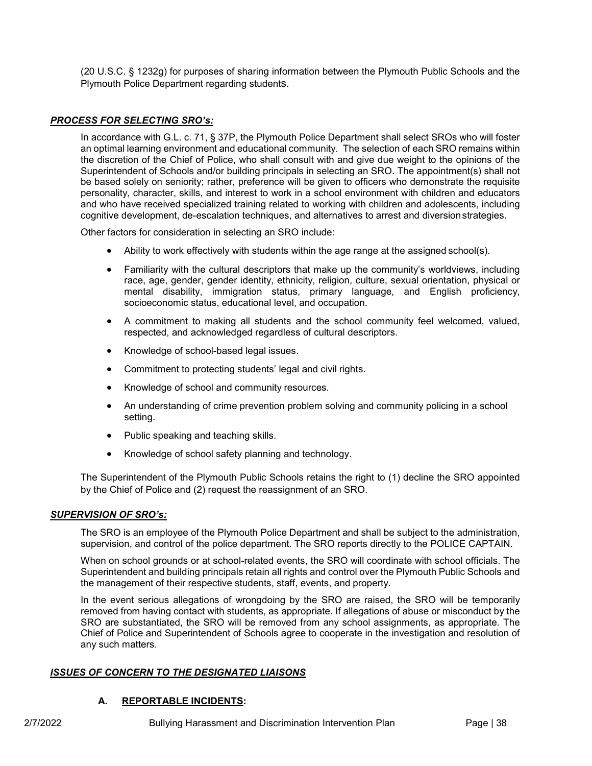(20 U.S.C. § 1232g) for purposes of sharing information between the Plymouth Public Schools and the Plymouth Police Department regarding students.

***PROCESS FOR SELECTING SRO's:***

In accordance with G.L. c. 71, § 37P, the Plymouth Police Department shall select SROs who will foster an optimal learning environment and educational community. The selection of each SRO remains within the discretion of the Chief of Police, who shall consult with and give due weight to the opinions of the Superintendent of Schools and/or building principals in selecting an SRO. The appointment(s) shall not be based solely on seniority; rather, preference will be given to officers who demonstrate the requisite personality, character, skills, and interest to work in a school environment with children and educators and who have received specialized training related to working with children and adolescents, including cognitive development, de-escalation techniques, and alternatives to arrest and diversion strategies.

Other factors for consideration in selecting an SRO include:

- Ability to work effectively with students within the age range at the assigned school(s).
- Familiarity with the cultural descriptors that make up the community's worldviews, including race, age, gender, gender identity, ethnicity, religion, culture, sexual orientation, physical or mental disability, immigration status, primary language, and English proficiency, socioeconomic status, educational level, and occupation.
- A commitment to making all students and the school community feel welcomed, valued, respected, and acknowledged regardless of cultural descriptors.
- Knowledge of school-based legal issues.
- Commitment to protecting students' legal and civil rights.
- Knowledge of school and community resources.
- An understanding of crime prevention problem solving and community policing in a school setting.
- Public speaking and teaching skills.
- Knowledge of school safety planning and technology.

The Superintendent of the Plymouth Public Schools retains the right to (1) decline the SRO appointed by the Chief of Police and (2) request the reassignment of an SRO.

***SUPERVISION OF SRO's:***

The SRO is an employee of the Plymouth Police Department and shall be subject to the administration, supervision, and control of the police department. The SRO reports directly to the POLICE CAPTAIN.

When on school grounds or at school-related events, the SRO will coordinate with school officials. The Superintendent and building principals retain all rights and control over the Plymouth Public Schools and the management of their respective students, staff, events, and property.

In the event serious allegations of wrongdoing by the SRO are raised, the SRO will be temporarily removed from having contact with students, as appropriate. If allegations of abuse or misconduct by the SRO are substantiated, the SRO will be removed from any school assignments, as appropriate. The Chief of Police and Superintendent of Schools agree to cooperate in the investigation and resolution of any such matters.

***ISSUES OF CONCERN TO THE DESIGNATED LIAISONS***

**A. REPORTABLE INCIDENTS:**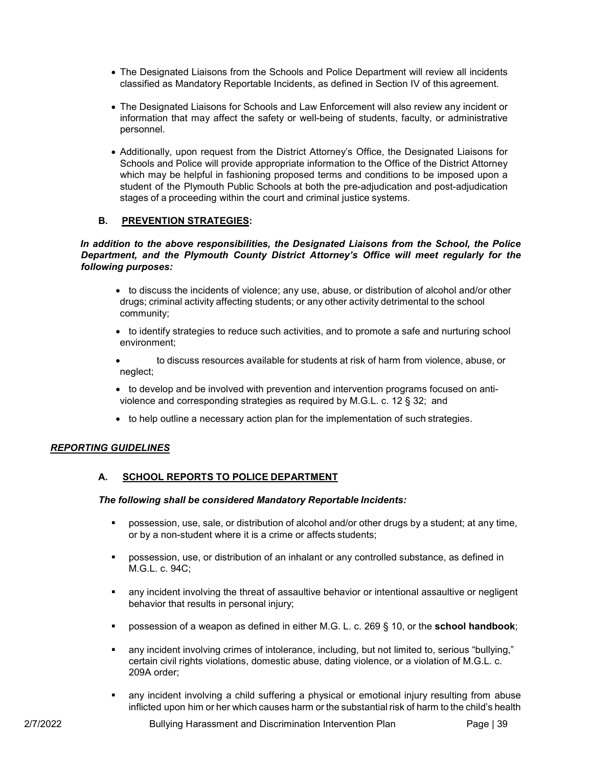- The Designated Liaisons from the Schools and Police Department will review all incidents classified as Mandatory Reportable Incidents, as defined in Section IV of this agreement.
- The Designated Liaisons for Schools and Law Enforcement will also review any incident or information that may affect the safety or well-being of students, faculty, or administrative personnel.
- Additionally, upon request from the District Attorney's Office, the Designated Liaisons for Schools and Police will provide appropriate information to the Office of the District Attorney which may be helpful in fashioning proposed terms and conditions to be imposed upon a student of the Plymouth Public Schools at both the pre-adjudication and post-adjudication stages of a proceeding within the court and criminal justice systems.

### B. <u>PREVENTION STRATEGIES</u>:

***In addition to the above responsibilities, the Designated Liaisons from the School, the Police Department, and the Plymouth County District Attorney's Office will meet regularly for the following purposes:***

- to discuss the incidents of violence; any use, abuse, or distribution of alcohol and/or other drugs; criminal activity affecting students; or any other activity detrimental to the school community;
- to identify strategies to reduce such activities, and to promote a safe and nurturing school environment;
- to discuss resources available for students at risk of harm from violence, abuse, or neglect;
- to develop and be involved with prevention and intervention programs focused on anti-violence and corresponding strategies as required by M.G.L. c. 12 § 32; and
- to help outline a necessary action plan for the implementation of such strategies.

## *REPORTING GUIDELINES*

### A. <u>SCHOOL REPORTS TO POLICE DEPARTMENT</u>

***The following shall be considered Mandatory Reportable Incidents:***

- possession, use, sale, or distribution of alcohol and/or other drugs by a student; at any time, or by a non-student where it is a crime or affects students;
- possession, use, or distribution of an inhalant or any controlled substance, as defined in M.G.L. c. 94C;
- any incident involving the threat of assaultive behavior or intentional assaultive or negligent behavior that results in personal injury;
- possession of a weapon as defined in either M.G. L. c. 269 § 10, or the **school handbook**;
- any incident involving crimes of intolerance, including, but not limited to, serious "bullying," certain civil rights violations, domestic abuse, dating violence, or a violation of M.G.L. c. 209A order;
- any incident involving a child suffering a physical or emotional injury resulting from abuse inflicted upon him or her which causes harm or the substantial risk of harm to the child's health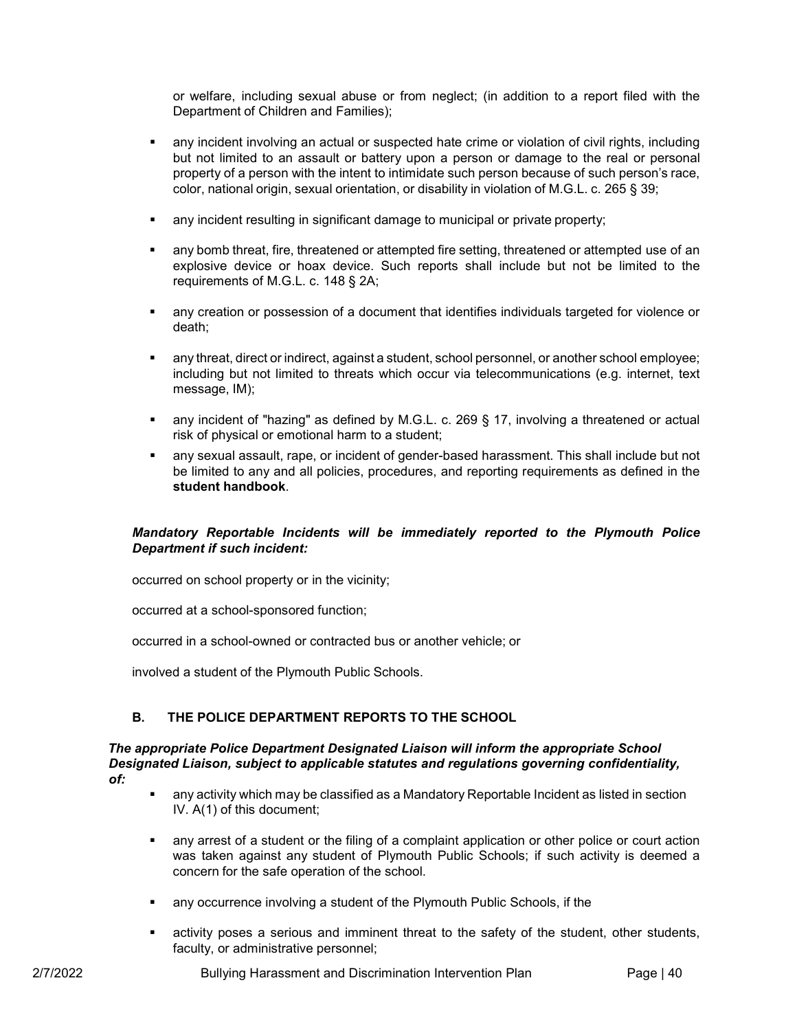or welfare, including sexual abuse or from neglect; (in addition to a report filed with the Department of Children and Families);

- any incident involving an actual or suspected hate crime or violation of civil rights, including but not limited to an assault or battery upon a person or damage to the real or personal property of a person with the intent to intimidate such person because of such person's race, color, national origin, sexual orientation, or disability in violation of M.G.L. c. 265 § 39;
- any incident resulting in significant damage to municipal or private property;
- any bomb threat, fire, threatened or attempted fire setting, threatened or attempted use of an explosive device or hoax device. Such reports shall include but not be limited to the requirements of M.G.L. c. 148 § 2A;
- any creation or possession of a document that identifies individuals targeted for violence or death;
- any threat, direct or indirect, against a student, school personnel, or another school employee; including but not limited to threats which occur via telecommunications (e.g. internet, text message, IM);
- any incident of "hazing" as defined by M.G.L. c. 269 § 17, involving a threatened or actual risk of physical or emotional harm to a student;
- any sexual assault, rape, or incident of gender-based harassment. This shall include but not be limited to any and all policies, procedures, and reporting requirements as defined in the **student handbook**.

***Mandatory Reportable Incidents will be immediately reported to the Plymouth Police Department if such incident:***

occurred on school property or in the vicinity;

occurred at a school-sponsored function;

occurred in a school-owned or contracted bus or another vehicle; or

involved a student of the Plymouth Public Schools.

### B. THE POLICE DEPARTMENT REPORTS TO THE SCHOOL

***The appropriate Police Department Designated Liaison will inform the appropriate School Designated Liaison, subject to applicable statutes and regulations governing confidentiality, of:***

- any activity which may be classified as a Mandatory Reportable Incident as listed in section IV. A(1) of this document;
- any arrest of a student or the filing of a complaint application or other police or court action was taken against any student of Plymouth Public Schools; if such activity is deemed a concern for the safe operation of the school.
- any occurrence involving a student of the Plymouth Public Schools, if the
- activity poses a serious and imminent threat to the safety of the student, other students, faculty, or administrative personnel;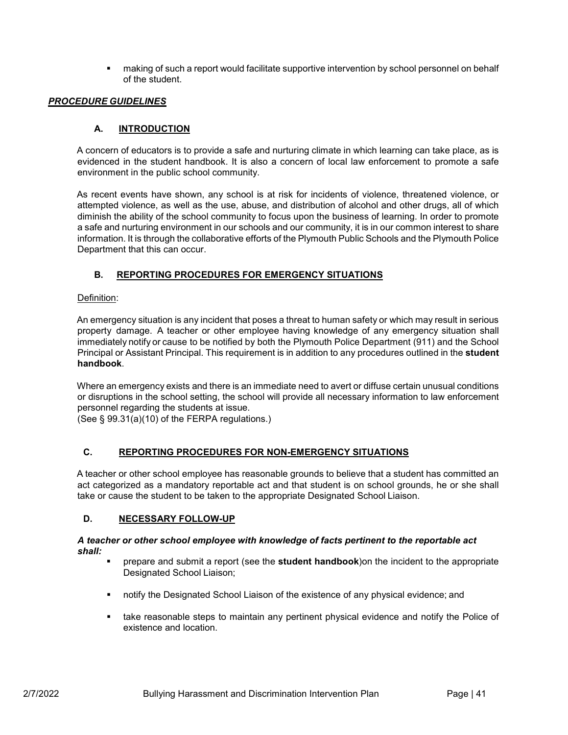- making of such a report would facilitate supportive intervention by school personnel on behalf of the student.

***PROCEDURE GUIDELINES***

## A. INTRODUCTION

A concern of educators is to provide a safe and nurturing climate in which learning can take place, as is evidenced in the student handbook. It is also a concern of local law enforcement to promote a safe environment in the public school community.

As recent events have shown, any school is at risk for incidents of violence, threatened violence, or attempted violence, as well as the use, abuse, and distribution of alcohol and other drugs, all of which diminish the ability of the school community to focus upon the business of learning. In order to promote a safe and nurturing environment in our schools and our community, it is in our common interest to share information. It is through the collaborative efforts of the Plymouth Public Schools and the Plymouth Police Department that this can occur.

## B. REPORTING PROCEDURES FOR EMERGENCY SITUATIONS

Definition:

An emergency situation is any incident that poses a threat to human safety or which may result in serious property damage. A teacher or other employee having knowledge of any emergency situation shall immediately notify or cause to be notified by both the Plymouth Police Department (911) and the School Principal or Assistant Principal. This requirement is in addition to any procedures outlined in the **student handbook**.

Where an emergency exists and there is an immediate need to avert or diffuse certain unusual conditions or disruptions in the school setting, the school will provide all necessary information to law enforcement personnel regarding the students at issue.
(See § 99.31(a)(10) of the FERPA regulations.)

## C. REPORTING PROCEDURES FOR NON-EMERGENCY SITUATIONS

A teacher or other school employee has reasonable grounds to believe that a student has committed an act categorized as a mandatory reportable act and that student is on school grounds, he or she shall take or cause the student to be taken to the appropriate Designated School Liaison.

## D. NECESSARY FOLLOW-UP

***A teacher or other school employee with knowledge of facts pertinent to the reportable act shall:***

- prepare and submit a report (see the **student handbook**)on the incident to the appropriate Designated School Liaison;
- notify the Designated School Liaison of the existence of any physical evidence; and
- take reasonable steps to maintain any pertinent physical evidence and notify the Police of existence and location.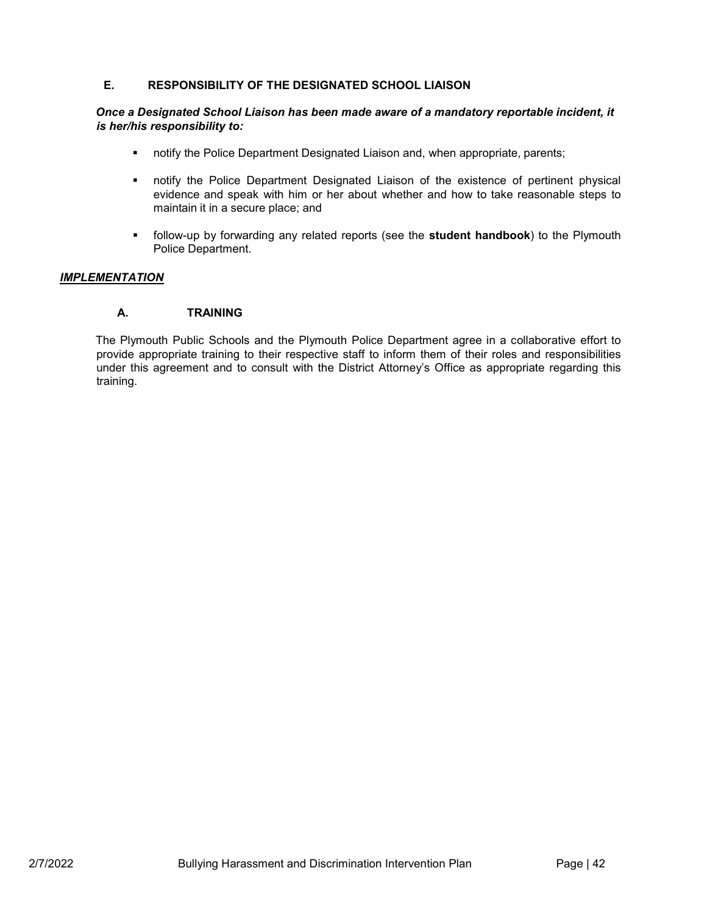### E. RESPONSIBILITY OF THE DESIGNATED SCHOOL LIAISON

***Once a Designated School Liaison has been made aware of a mandatory reportable incident, it is her/his responsibility to:***

- notify the Police Department Designated Liaison and, when appropriate, parents;
- notify the Police Department Designated Liaison of the existence of pertinent physical evidence and speak with him or her about whether and how to take reasonable steps to maintain it in a secure place; and
- follow-up by forwarding any related reports (see the **student handbook**) to the Plymouth Police Department.

## ***IMPLEMENTATION***

### A. TRAINING

The Plymouth Public Schools and the Plymouth Police Department agree in a collaborative effort to provide appropriate training to their respective staff to inform them of their roles and responsibilities under this agreement and to consult with the District Attorney's Office as appropriate regarding this training.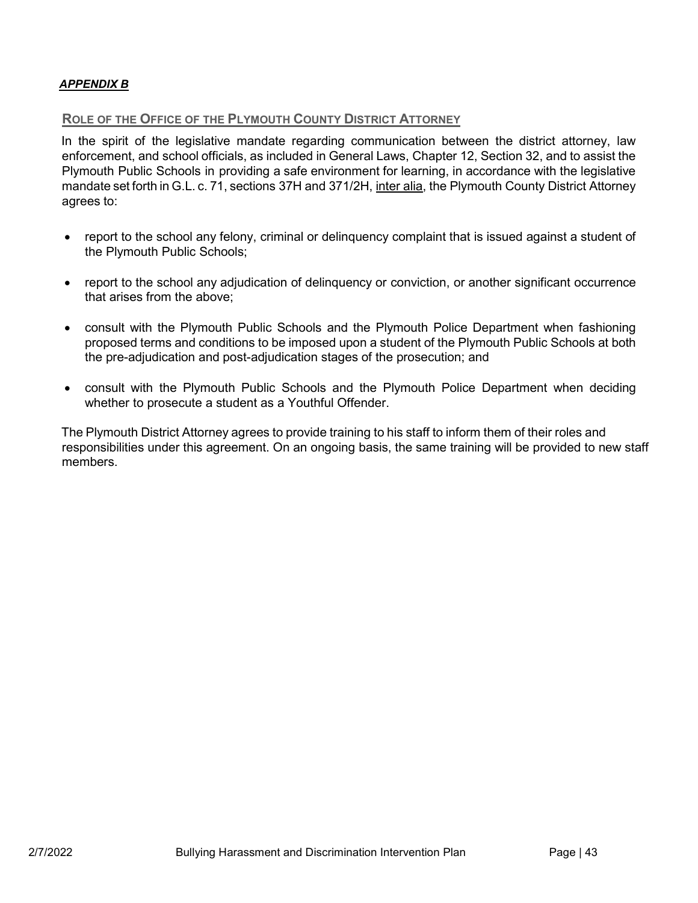***APPENDIX B***

## ROLE OF THE OFFICE OF THE PLYMOUTH COUNTY DISTRICT ATTORNEY

In the spirit of the legislative mandate regarding communication between the district attorney, law enforcement, and school officials, as included in General Laws, Chapter 12, Section 32, and to assist the Plymouth Public Schools in providing a safe environment for learning, in accordance with the legislative mandate set forth in G.L. c. 71, sections 37H and 371/2H, inter alia, the Plymouth County District Attorney agrees to:

- report to the school any felony, criminal or delinquency complaint that is issued against a student of the Plymouth Public Schools;
- report to the school any adjudication of delinquency or conviction, or another significant occurrence that arises from the above;
- consult with the Plymouth Public Schools and the Plymouth Police Department when fashioning proposed terms and conditions to be imposed upon a student of the Plymouth Public Schools at both the pre-adjudication and post-adjudication stages of the prosecution; and
- consult with the Plymouth Public Schools and the Plymouth Police Department when deciding whether to prosecute a student as a Youthful Offender.

The Plymouth District Attorney agrees to provide training to his staff to inform them of their roles and responsibilities under this agreement. On an ongoing basis, the same training will be provided to new staff members.